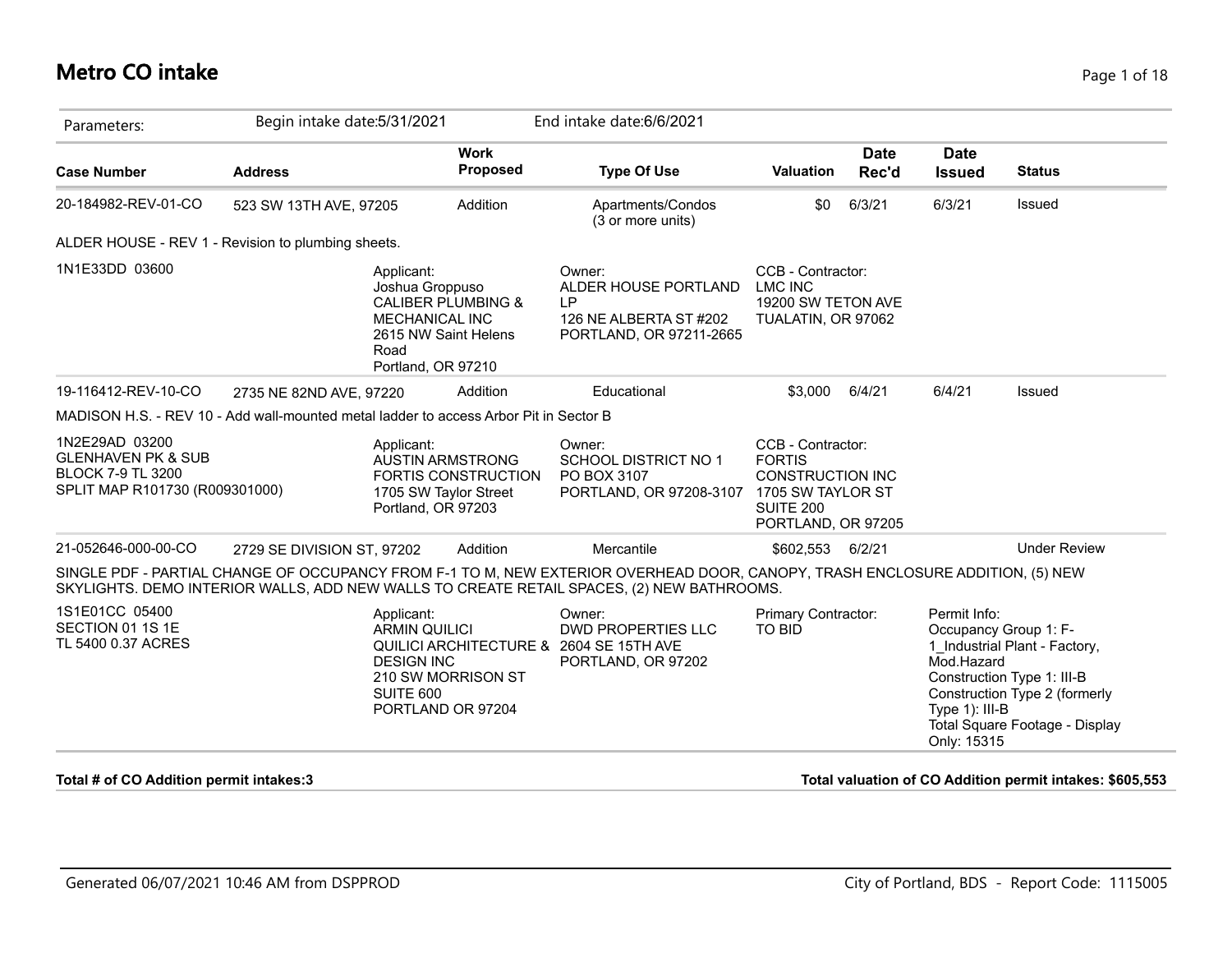# Metro CO intake

Parameters: Begin intake date:5/31/2021 End intake date:6/6/2021

| Case Number | Address | Work Proposed | Type Of Use | Valuation | Date Rec'd | Date Issued | Status |
|---|---|---|---|---|---|---|---|
| 20-184982-REV-01-CO | 523 SW 13TH AVE, 97205 | Addition | Apartments/Condos (3 or more units) | $0 | 6/3/21 | 6/3/21 | Issued |

ALDER HOUSE - REV 1 - Revision to plumbing sheets.

1N1E33DD 03600

Applicant:
Joshua Groppuso
CALIBER PLUMBING & MECHANICAL INC
2615 NW Saint Helens Road
Portland, OR 97210

Owner:
ALDER HOUSE PORTLAND LP
126 NE ALBERTA ST #202
PORTLAND, OR 97211-2665

CCB - Contractor:
LMC INC
19200 SW TETON AVE
TUALATIN, OR 97062

| Case Number | Address | Work Proposed | Type Of Use | Valuation | Date Rec'd | Date Issued | Status |
|---|---|---|---|---|---|---|---|
| 19-116412-REV-10-CO | 2735 NE 82ND AVE, 97220 | Addition | Educational | $3,000 | 6/4/21 | 6/4/21 | Issued |

MADISON H.S. - REV 10 - Add wall-mounted metal ladder to access Arbor Pit in Sector B

1N2E29AD 03200
GLENHAVEN PK & SUB
BLOCK 7-9 TL 3200
SPLIT MAP R101730 (R009301000)

Applicant:
AUSTIN ARMSTRONG
FORTIS CONSTRUCTION
1705 SW Taylor Street
Portland, OR 97203

Owner:
SCHOOL DISTRICT NO 1
PO BOX 3107
PORTLAND, OR 97208-3107

CCB - Contractor:
FORTIS CONSTRUCTION INC
1705 SW TAYLOR ST
SUITE 200
PORTLAND, OR 97205

| Case Number | Address | Work Proposed | Type Of Use | Valuation | Date Rec'd | Date Issued | Status |
|---|---|---|---|---|---|---|---|
| 21-052646-000-00-CO | 2729 SE DIVISION ST, 97202 | Addition | Mercantile | $602,553 | 6/2/21 | | Under Review |

SINGLE PDF - PARTIAL CHANGE OF OCCUPANCY FROM F-1 TO M, NEW EXTERIOR OVERHEAD DOOR, CANOPY, TRASH ENCLOSURE ADDITION, (5) NEW SKYLIGHTS. DEMO INTERIOR WALLS, ADD NEW WALLS TO CREATE RETAIL SPACES, (2) NEW BATHROOMS.

1S1E01CC 05400
SECTION 01 1S 1E
TL 5400 0.37 ACRES

Applicant:
ARMIN QUILICI
QUILICI ARCHITECTURE & DESIGN INC
210 SW MORRISON ST
SUITE 600
PORTLAND OR 97204

Owner:
DWD PROPERTIES LLC
2604 SE 15TH AVE
PORTLAND, OR 97202

Primary Contractor:
TO BID

Permit Info:
Occupancy Group 1: F-1_Industrial Plant - Factory, Mod.Hazard
Construction Type 1: III-B
Construction Type 2 (formerly Type 1): III-B
Total Square Footage - Display Only: 15315

**Total # of CO Addition permit intakes:3**

**Total valuation of CO Addition permit intakes: $605,553**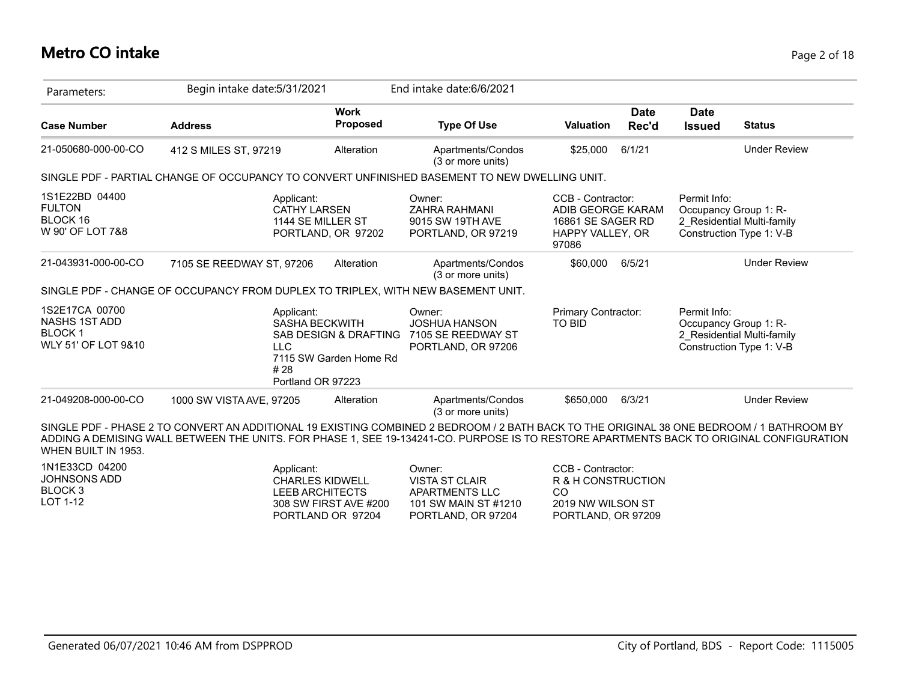# Metro CO intake

Parameters: Begin intake date:5/31/2021 End intake date:6/6/2021

| Case Number | Address | Work Proposed | Type Of Use | Valuation | Date Rec'd | Date Issued | Status |
|---|---|---|---|---|---|---|---|
| 21-050680-000-00-CO | 412 S MILES ST, 97219 | Alteration | Apartments/Condos (3 or more units) | $25,000 | 6/1/21 | | Under Review |

SINGLE PDF - PARTIAL CHANGE OF OCCUPANCY TO CONVERT UNFINISHED BASEMENT TO NEW DWELLING UNIT.

1S1E22BD 04400
FULTON
BLOCK 16
W 90' OF LOT 7&8

Applicant:
CATHY LARSEN
1144 SE MILLER ST
PORTLAND, OR 97202

Owner:
ZAHRA RAHMANI
9015 SW 19TH AVE
PORTLAND, OR 97219

CCB - Contractor:
ADIB GEORGE KARAM
16861 SE SAGER RD
HAPPY VALLEY, OR 97086

Permit Info:
Occupancy Group 1: R-2_Residential Multi-family
Construction Type 1: V-B

| Case Number | Address | Work Proposed | Type Of Use | Valuation | Date Rec'd | Date Issued | Status |
|---|---|---|---|---|---|---|---|
| 21-043931-000-00-CO | 7105 SE REEDWAY ST, 97206 | Alteration | Apartments/Condos (3 or more units) | $60,000 | 6/5/21 | | Under Review |

SINGLE PDF - CHANGE OF OCCUPANCY FROM DUPLEX TO TRIPLEX, WITH NEW BASEMENT UNIT.

1S2E17CA 00700
NASHS 1ST ADD
BLOCK 1
WLY 51' OF LOT 9&10

Applicant:
SASHA BECKWITH
SAB DESIGN & DRAFTING LLC
7115 SW Garden Home Rd # 28
Portland OR 97223

Owner:
JOSHUA HANSON
7105 SE REEDWAY ST
PORTLAND, OR 97206

Primary Contractor:
TO BID

Permit Info:
Occupancy Group 1: R-2_Residential Multi-family
Construction Type 1: V-B

| Case Number | Address | Work Proposed | Type Of Use | Valuation | Date Rec'd | Date Issued | Status |
|---|---|---|---|---|---|---|---|
| 21-049208-000-00-CO | 1000 SW VISTA AVE, 97205 | Alteration | Apartments/Condos (3 or more units) | $650,000 | 6/3/21 | | Under Review |

SINGLE PDF - PHASE 2 TO CONVERT AN ADDITIONAL 19 EXISTING COMBINED 2 BEDROOM / 2 BATH BACK TO THE ORIGINAL 38 ONE BEDROOM / 1 BATHROOM BY ADDING A DEMISING WALL BETWEEN THE UNITS. FOR PHASE 1, SEE 19-134241-CO. PURPOSE IS TO RESTORE APARTMENTS BACK TO ORIGINAL CONFIGURATION WHEN BUILT IN 1953.

1N1E33CD 04200
JOHNSONS ADD
BLOCK 3
LOT 1-12

Applicant:
CHARLES KIDWELL
LEEB ARCHITECTS
308 SW FIRST AVE #200
PORTLAND OR 97204

Owner:
VISTA ST CLAIR APARTMENTS LLC
101 SW MAIN ST #1210
PORTLAND, OR 97204

CCB - Contractor:
R & H CONSTRUCTION CO
2019 NW WILSON ST
PORTLAND, OR 97209

Generated 06/07/2021 10:46 AM from DSPPROD

City of Portland, BDS - Report Code: 1115005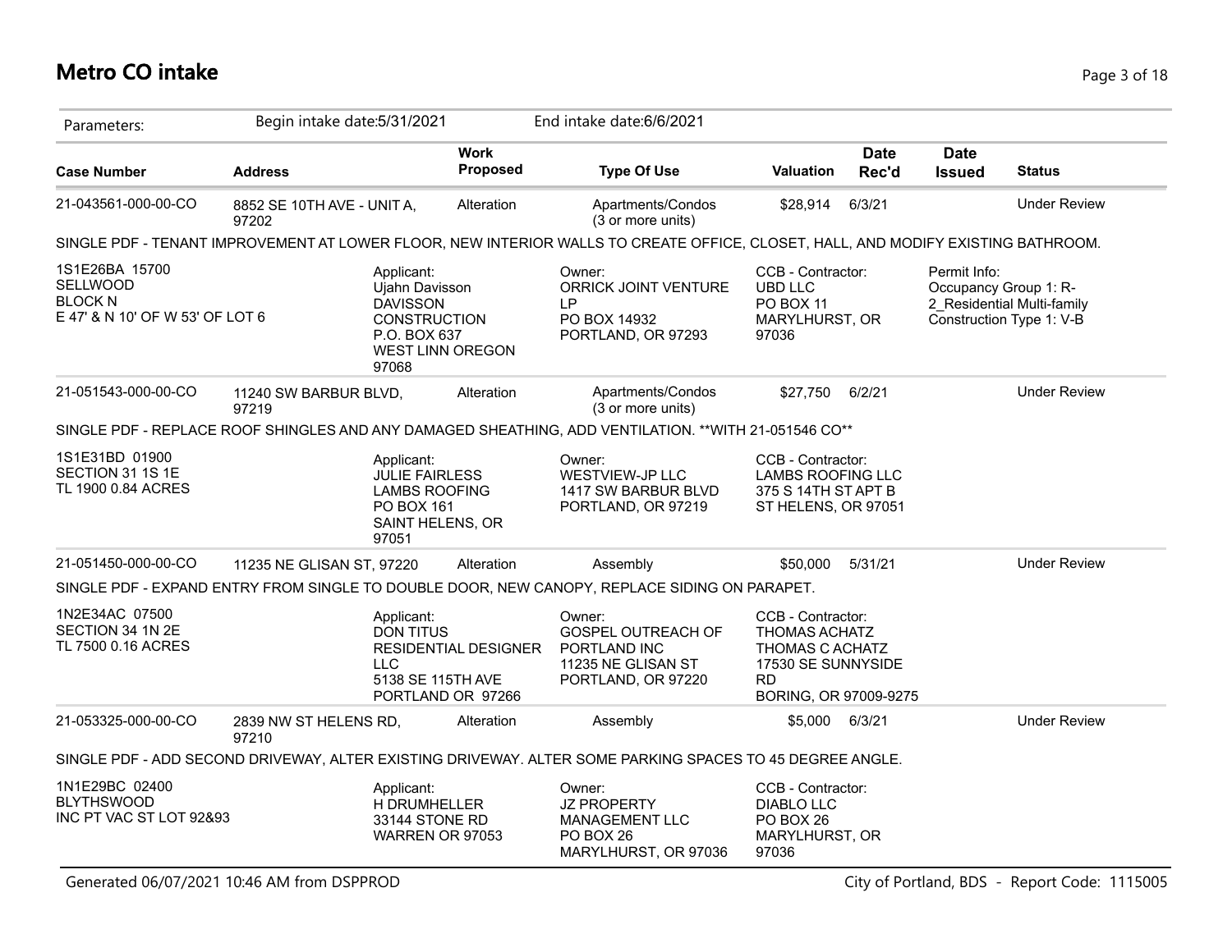# Metro CO intake

Parameters: Begin intake date:5/31/2021 End intake date:6/6/2021

| Case Number | Address | Work Proposed | Type Of Use | Valuation | Date Rec'd | Date Issued | Status |
|---|---|---|---|---|---|---|---|
| 21-043561-000-00-CO | 8852 SE 10TH AVE - UNIT A, 97202 | Alteration | Apartments/Condos (3 or more units) | $28,914 | 6/3/21 | | Under Review |

SINGLE PDF - TENANT IMPROVEMENT AT LOWER FLOOR, NEW INTERIOR WALLS TO CREATE OFFICE, CLOSET, HALL, AND MODIFY EXISTING BATHROOM.

| Legal Description | Applicant | Owner | CCB - Contractor | Permit Info |
|---|---|---|---|---|
| 1S1E26BA 15700 SELLWOOD BLOCK N E 47' & N 10' OF W 53' OF LOT 6 | Ujahn Davisson DAVISSON CONSTRUCTION P.O. BOX 637 WEST LINN OREGON 97068 | ORRICK JOINT VENTURE LP PO BOX 14932 PORTLAND, OR 97293 | UBD LLC PO BOX 11 MARYLHURST, OR 97036 | Occupancy Group 1: R-2_Residential Multi-family Construction Type 1: V-B |

| Case Number | Address | Work Proposed | Type Of Use | Valuation | Date Rec'd | Date Issued | Status |
|---|---|---|---|---|---|---|---|
| 21-051543-000-00-CO | 11240 SW BARBUR BLVD, 97219 | Alteration | Apartments/Condos (3 or more units) | $27,750 | 6/2/21 | | Under Review |

SINGLE PDF - REPLACE ROOF SHINGLES AND ANY DAMAGED SHEATHING, ADD VENTILATION. **WITH 21-051546 CO**

| Legal Description | Applicant | Owner | CCB - Contractor |
|---|---|---|---|
| 1S1E31BD 01900 SECTION 31 1S 1E TL 1900 0.84 ACRES | JULIE FAIRLESS LAMBS ROOFING PO BOX 161 SAINT HELENS, OR 97051 | WESTVIEW-JP LLC 1417 SW BARBUR BLVD PORTLAND, OR 97219 | LAMBS ROOFING LLC 375 S 14TH ST APT B ST HELENS, OR 97051 |

| Case Number | Address | Work Proposed | Type Of Use | Valuation | Date Rec'd | Date Issued | Status |
|---|---|---|---|---|---|---|---|
| 21-051450-000-00-CO | 11235 NE GLISAN ST, 97220 | Alteration | Assembly | $50,000 | 5/31/21 | | Under Review |

SINGLE PDF - EXPAND ENTRY FROM SINGLE TO DOUBLE DOOR, NEW CANOPY, REPLACE SIDING ON PARAPET.

| Legal Description | Applicant | Owner | CCB - Contractor |
|---|---|---|---|
| 1N2E34AC 07500 SECTION 34 1N 2E TL 7500 0.16 ACRES | DON TITUS RESIDENTIAL DESIGNER LLC 5138 SE 115TH AVE PORTLAND OR 97266 | GOSPEL OUTREACH OF PORTLAND INC 11235 NE GLISAN ST PORTLAND, OR 97220 | THOMAS ACHATZ THOMAS C ACHATZ 17530 SE SUNNYSIDE RD BORING, OR 97009-9275 |

| Case Number | Address | Work Proposed | Type Of Use | Valuation | Date Rec'd | Date Issued | Status |
|---|---|---|---|---|---|---|---|
| 21-053325-000-00-CO | 2839 NW ST HELENS RD, 97210 | Alteration | Assembly | $5,000 | 6/3/21 | | Under Review |

SINGLE PDF - ADD SECOND DRIVEWAY, ALTER EXISTING DRIVEWAY. ALTER SOME PARKING SPACES TO 45 DEGREE ANGLE.

| Legal Description | Applicant | Owner | CCB - Contractor |
|---|---|---|---|
| 1N1E29BC 02400 BLYTHSWOOD INC PT VAC ST LOT 92&93 | H DRUMHELLER 33144 STONE RD WARREN OR 97053 | JZ PROPERTY MANAGEMENT LLC PO BOX 26 MARYLHURST, OR 97036 | DIABLO LLC PO BOX 26 MARYLHURST, OR 97036 |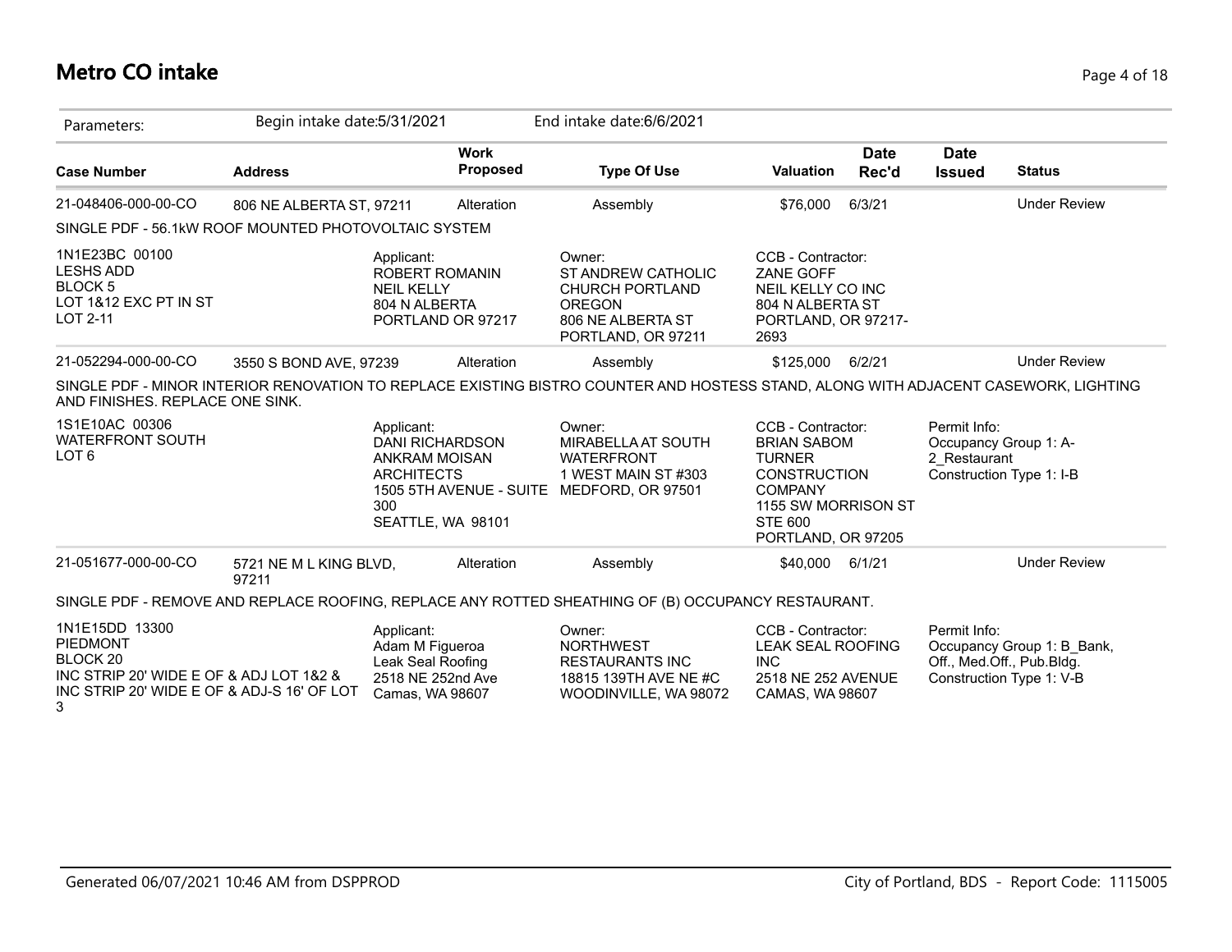# Metro CO intake

Parameters: Begin intake date:5/31/2021 End intake date:6/6/2021

| Case Number | Address | Work Proposed | Type Of Use | Valuation | Date Rec'd | Date Issued | Status |
|---|---|---|---|---|---|---|---|
| 21-048406-000-00-CO | 806 NE ALBERTA ST, 97211 | Alteration | Assembly | $76,000 | 6/3/21 | | Under Review |

SINGLE PDF - 56.1kW ROOF MOUNTED PHOTOVOLTAIC SYSTEM

1N1E23BC 00100
LESHS ADD
BLOCK 5
LOT 1&12 EXC PT IN ST
LOT 2-11

Applicant:
ROBERT ROMANIN
NEIL KELLY
804 N ALBERTA
PORTLAND OR 97217

Owner:
ST ANDREW CATHOLIC CHURCH PORTLAND OREGON
806 NE ALBERTA ST
PORTLAND, OR 97211

CCB - Contractor:
ZANE GOFF
NEIL KELLY CO INC
804 N ALBERTA ST
PORTLAND, OR 97217-2693

| Case Number | Address | Work Proposed | Type Of Use | Valuation | Date Rec'd | Date Issued | Status |
|---|---|---|---|---|---|---|---|
| 21-052294-000-00-CO | 3550 S BOND AVE, 97239 | Alteration | Assembly | $125,000 | 6/2/21 | | Under Review |

SINGLE PDF - MINOR INTERIOR RENOVATION TO REPLACE EXISTING BISTRO COUNTER AND HOSTESS STAND, ALONG WITH ADJACENT CASEWORK, LIGHTING AND FINISHES. REPLACE ONE SINK.

1S1E10AC 00306
WATERFRONT SOUTH
LOT 6

Applicant:
DANI RICHARDSON
ANKRAM MOISAN ARCHITECTS
1505 5TH AVENUE - SUITE 300
SEATTLE, WA 98101

Owner:
MIRABELLA AT SOUTH WATERFRONT
1 WEST MAIN ST #303
MEDFORD, OR 97501

CCB - Contractor:
BRIAN SABOM
TURNER CONSTRUCTION COMPANY
1155 SW MORRISON ST STE 600
PORTLAND, OR 97205

Permit Info:
Occupancy Group 1: A-2_Restaurant
Construction Type 1: I-B

| Case Number | Address | Work Proposed | Type Of Use | Valuation | Date Rec'd | Date Issued | Status |
|---|---|---|---|---|---|---|---|
| 21-051677-000-00-CO | 5721 NE M L KING BLVD, 97211 | Alteration | Assembly | $40,000 | 6/1/21 | | Under Review |

SINGLE PDF - REMOVE AND REPLACE ROOFING, REPLACE ANY ROTTED SHEATHING OF (B) OCCUPANCY RESTAURANT.

1N1E15DD 13300
PIEDMONT
BLOCK 20
INC STRIP 20' WIDE E OF & ADJ LOT 1&2 &
INC STRIP 20' WIDE E OF & ADJ-S 16' OF LOT 3

Applicant:
Adam M Figueroa
Leak Seal Roofing
2518 NE 252nd Ave
Camas, WA 98607

Owner:
NORTHWEST RESTAURANTS INC
18815 139TH AVE NE #C
WOODINVILLE, WA 98072

CCB - Contractor:
LEAK SEAL ROOFING INC
2518 NE 252 AVENUE
CAMAS, WA 98607

Permit Info:
Occupancy Group 1: B_Bank, Off., Med.Off., Pub.Bldg.
Construction Type 1: V-B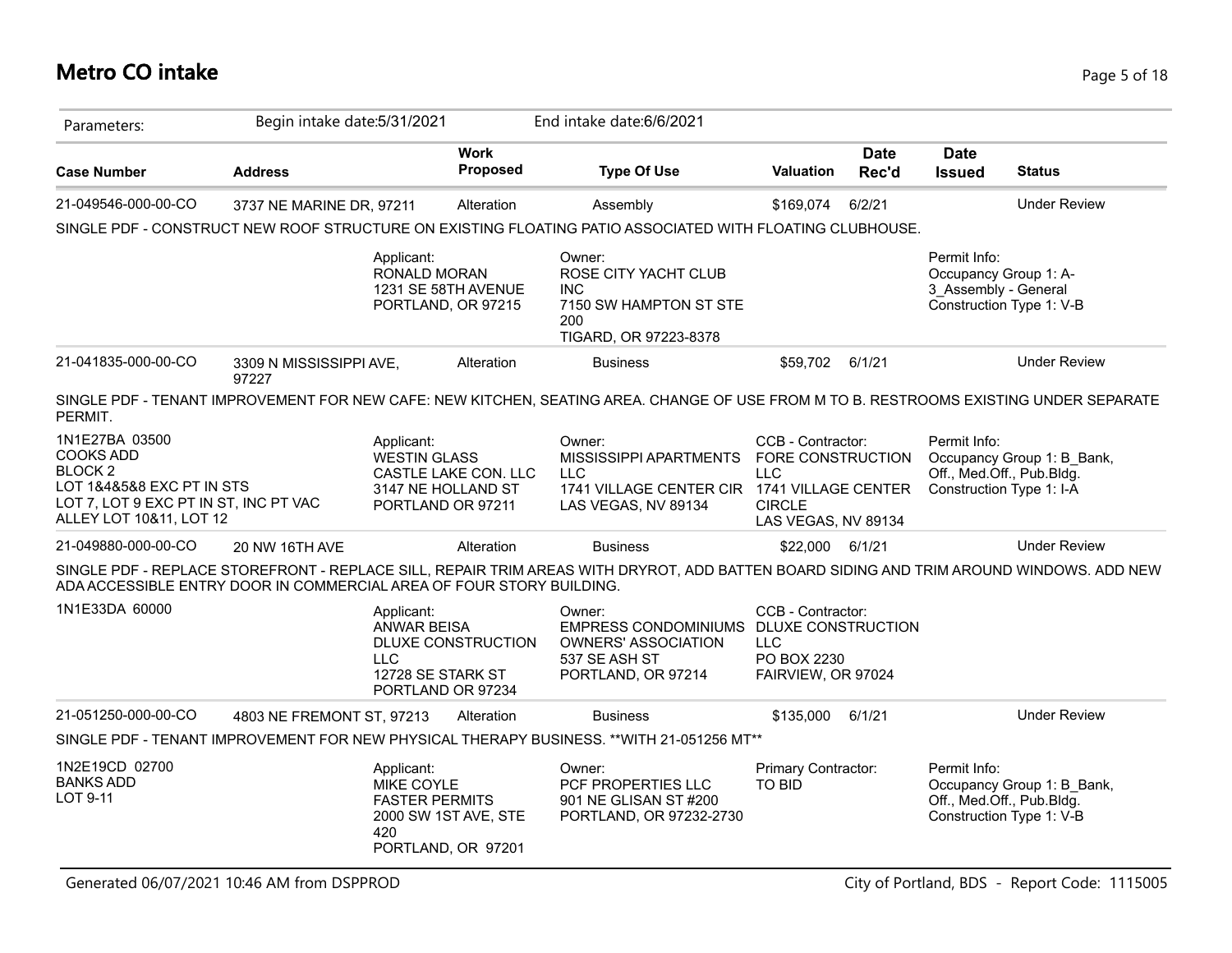# Metro CO intake

Parameters: Begin intake date:5/31/2021 End intake date:6/6/2021

| Case Number | Address | Work Proposed | Type Of Use | Valuation | Date Rec'd | Date Issued | Status |
|---|---|---|---|---|---|---|---|
| 21-049546-000-00-CO | 3737 NE MARINE DR, 97211 | Alteration | Assembly | $169,074 | 6/2/21 | | Under Review |

SINGLE PDF - CONSTRUCT NEW ROOF STRUCTURE ON EXISTING FLOATING PATIO ASSOCIATED WITH FLOATING CLUBHOUSE.

Applicant:
RONALD MORAN
1231 SE 58TH AVENUE
PORTLAND, OR 97215

Owner:
ROSE CITY YACHT CLUB INC
7150 SW HAMPTON ST STE 200
TIGARD, OR 97223-8378

Permit Info:
Occupancy Group 1: A-3_Assembly - General
Construction Type 1: V-B

| Case Number | Address | Work Proposed | Type Of Use | Valuation | Date Rec'd | Date Issued | Status |
|---|---|---|---|---|---|---|---|
| 21-041835-000-00-CO | 3309 N MISSISSIPPI AVE, 97227 | Alteration | Business | $59,702 | 6/1/21 | | Under Review |

SINGLE PDF - TENANT IMPROVEMENT FOR NEW CAFE: NEW KITCHEN, SEATING AREA. CHANGE OF USE FROM M TO B. RESTROOMS EXISTING UNDER SEPARATE PERMIT.

1N1E27BA 03500
COOKS ADD
BLOCK 2
LOT 1&4&5&8 EXC PT IN STS
LOT 7, LOT 9 EXC PT IN ST, INC PT VAC ALLEY LOT 10&11, LOT 12

Applicant:
WESTIN GLASS
CASTLE LAKE CON. LLC
3147 NE HOLLAND ST
PORTLAND OR 97211

Owner:
MISSISSIPPI APARTMENTS LLC
1741 VILLAGE CENTER CIR
LAS VEGAS, NV 89134

CCB - Contractor:
FORE CONSTRUCTION LLC
1741 VILLAGE CENTER CIRCLE
LAS VEGAS, NV 89134

Permit Info:
Occupancy Group 1: B_Bank, Off., Med.Off., Pub.Bldg.
Construction Type 1: I-A

| Case Number | Address | Work Proposed | Type Of Use | Valuation | Date Rec'd | Date Issued | Status |
|---|---|---|---|---|---|---|---|
| 21-049880-000-00-CO | 20 NW 16TH AVE | Alteration | Business | $22,000 | 6/1/21 | | Under Review |

SINGLE PDF - REPLACE STOREFRONT - REPLACE SILL, REPAIR TRIM AREAS WITH DRYROT, ADD BATTEN BOARD SIDING AND TRIM AROUND WINDOWS. ADD NEW ADA ACCESSIBLE ENTRY DOOR IN COMMERCIAL AREA OF FOUR STORY BUILDING.

1N1E33DA 60000

Applicant:
ANWAR BEISA
DLUXE CONSTRUCTION LLC
12728 SE STARK ST
PORTLAND OR 97234

Owner:
EMPRESS CONDOMINIUMS OWNERS' ASSOCIATION
537 SE ASH ST
PORTLAND, OR 97214

CCB - Contractor:
DLUXE CONSTRUCTION LLC
PO BOX 2230
FAIRVIEW, OR 97024

| Case Number | Address | Work Proposed | Type Of Use | Valuation | Date Rec'd | Date Issued | Status |
|---|---|---|---|---|---|---|---|
| 21-051250-000-00-CO | 4803 NE FREMONT ST, 97213 | Alteration | Business | $135,000 | 6/1/21 | | Under Review |

SINGLE PDF - TENANT IMPROVEMENT FOR NEW PHYSICAL THERAPY BUSINESS. **WITH 21-051256 MT**

1N2E19CD 02700
BANKS ADD
LOT 9-11

Applicant:
MIKE COYLE
FASTER PERMITS
2000 SW 1ST AVE, STE 420
PORTLAND, OR 97201

Owner:
PCF PROPERTIES LLC
901 NE GLISAN ST #200
PORTLAND, OR 97232-2730

Primary Contractor:
TO BID

Permit Info:
Occupancy Group 1: B_Bank, Off., Med.Off., Pub.Bldg.
Construction Type 1: V-B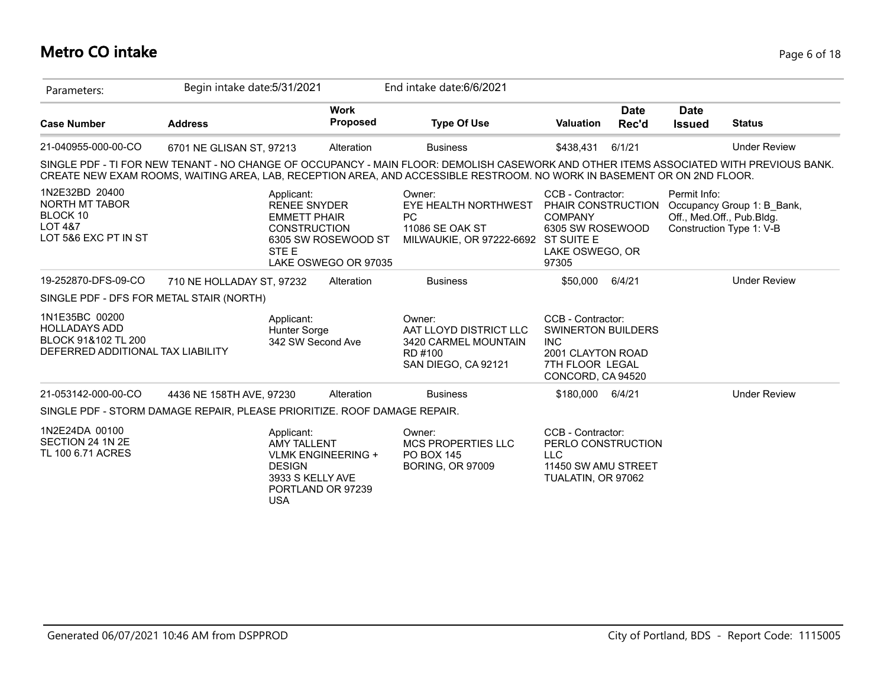# Metro CO intake

| Parameters: | Begin intake date:5/31/2021 | | End intake date:6/6/2021 | | | | |
|---|---|---|---|---|---|---|---|
| **Case Number** | **Address** | **Work Proposed** | **Type Of Use** | **Valuation** | **Date Rec'd** | **Date Issued** | **Status** |
| 21-040955-000-00-CO | 6701 NE GLISAN ST, 97213 | Alteration | Business | $438,431 | 6/1/21 | | Under Review |

SINGLE PDF - TI FOR NEW TENANT - NO CHANGE OF OCCUPANCY - MAIN FLOOR: DEMOLISH CASEWORK AND OTHER ITEMS ASSOCIATED WITH PREVIOUS BANK. CREATE NEW EXAM ROOMS, WAITING AREA, LAB, RECEPTION AREA, AND ACCESSIBLE RESTROOM. NO WORK IN BASEMENT OR ON 2ND FLOOR.

1N2E32BD 20400
NORTH MT TABOR
BLOCK 10
LOT 4&7
LOT 5&6 EXC PT IN ST

Applicant:
RENEE SNYDER
EMMETT PHAIR CONSTRUCTION
6305 SW ROSEWOOD ST STE E
LAKE OSWEGO OR 97035

Owner:
EYE HEALTH NORTHWEST PC
11086 SE OAK ST
MILWAUKIE, OR 97222-6692

CCB - Contractor:
PHAIR CONSTRUCTION COMPANY
6305 SW ROSEWOOD ST SUITE E
LAKE OSWEGO, OR 97305

Permit Info:
Occupancy Group 1: B_Bank, Off., Med.Off., Pub.Bldg.
Construction Type 1: V-B

| Case Number | Address | Work Proposed | Type Of Use | Valuation | Date Rec'd | Date Issued | Status |
|---|---|---|---|---|---|---|---|
| 19-252870-DFS-09-CO | 710 NE HOLLADAY ST, 97232 | Alteration | Business | $50,000 | 6/4/21 | | Under Review |

SINGLE PDF - DFS FOR METAL STAIR (NORTH)

1N1E35BC 00200
HOLLADAYS ADD
BLOCK 91&102 TL 200
DEFERRED ADDITIONAL TAX LIABILITY

Applicant:
Hunter Sorge
342 SW Second Ave

Owner:
AAT LLOYD DISTRICT LLC
3420 CARMEL MOUNTAIN RD #100
SAN DIEGO, CA 92121

CCB - Contractor:
SWINERTON BUILDERS INC
2001 CLAYTON ROAD 7TH FLOOR LEGAL
CONCORD, CA 94520

| Case Number | Address | Work Proposed | Type Of Use | Valuation | Date Rec'd | Date Issued | Status |
|---|---|---|---|---|---|---|---|
| 21-053142-000-00-CO | 4436 NE 158TH AVE, 97230 | Alteration | Business | $180,000 | 6/4/21 | | Under Review |

SINGLE PDF - STORM DAMAGE REPAIR, PLEASE PRIORITIZE. ROOF DAMAGE REPAIR.

1N2E24DA 00100
SECTION 24 1N 2E
TL 100 6.71 ACRES

Applicant:
AMY TALLENT
VLMK ENGINEERING + DESIGN
3933 S KELLY AVE
PORTLAND OR 97239
USA

Owner:
MCS PROPERTIES LLC
PO BOX 145
BORING, OR 97009

CCB - Contractor:
PERLO CONSTRUCTION LLC
11450 SW AMU STREET
TUALATIN, OR 97062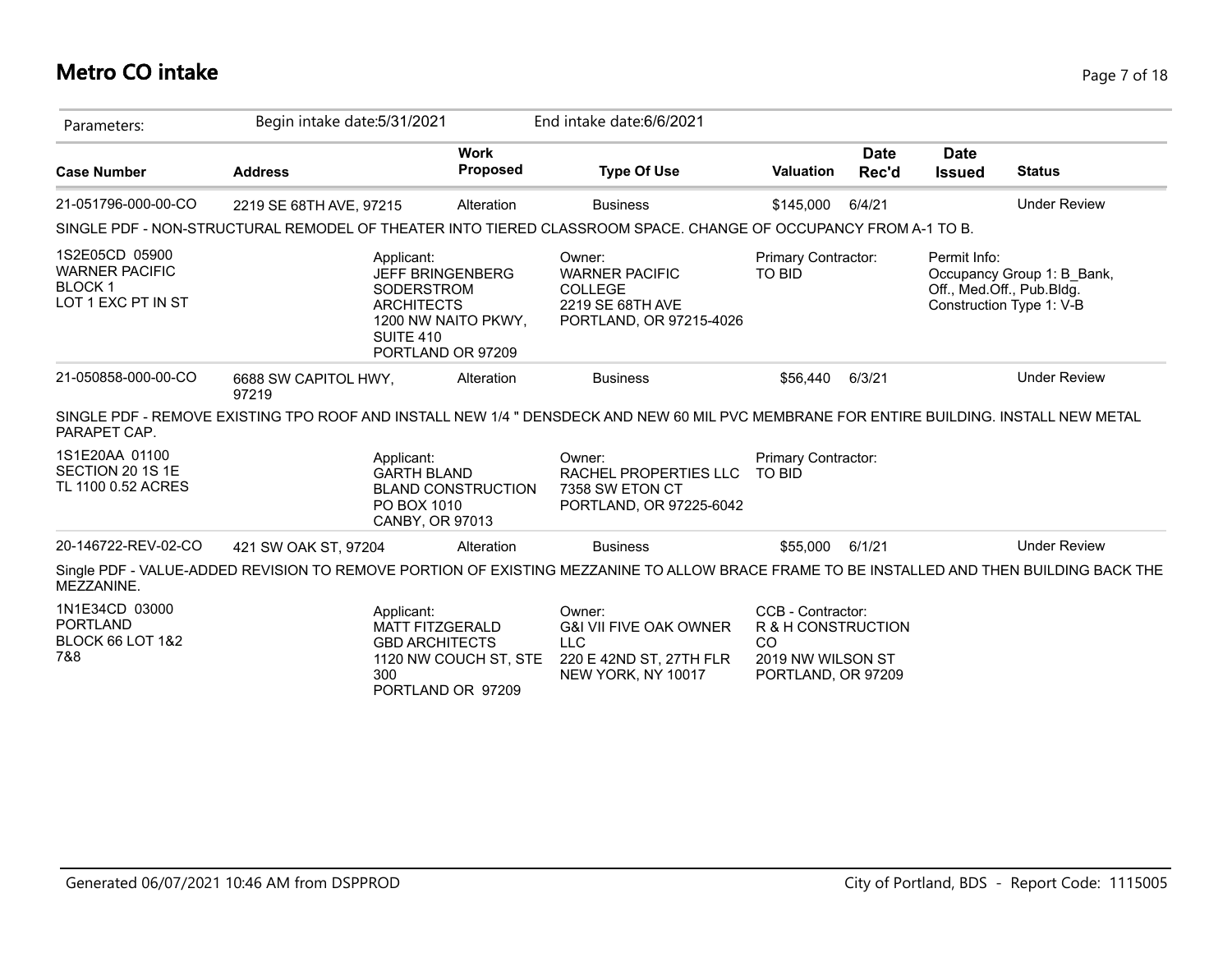# Metro CO intake

| Parameters: | Begin intake date:5/31/2021 | | End intake date:6/6/2021 | | | | |
|---|---|---|---|---|---|---|---|
| **Case Number** | **Address** | **Work Proposed** | **Type Of Use** | **Valuation** | **Date Rec'd** | **Date Issued** | **Status** |
| 21-051796-000-00-CO | 2219 SE 68TH AVE, 97215 | Alteration | Business | $145,000 | 6/4/21 | | Under Review |

SINGLE PDF - NON-STRUCTURAL REMODEL OF THEATER INTO TIERED CLASSROOM SPACE. CHANGE OF OCCUPANCY FROM A-1 TO B.

1S2E05CD 05900
WARNER PACIFIC
BLOCK 1
LOT 1 EXC PT IN ST

Applicant:
JEFF BRINGENBERG
SODERSTROM ARCHITECTS
1200 NW NAITO PKWY, SUITE 410
PORTLAND OR 97209

Owner:
WARNER PACIFIC COLLEGE
2219 SE 68TH AVE
PORTLAND, OR 97215-4026

Primary Contractor:
TO BID

Permit Info:
Occupancy Group 1: B_Bank, Off., Med.Off., Pub.Bldg.
Construction Type 1: V-B

| Case Number | Address | Work Proposed | Type Of Use | Valuation | Date Rec'd | Date Issued | Status |
|---|---|---|---|---|---|---|---|
| 21-050858-000-00-CO | 6688 SW CAPITOL HWY, 97219 | Alteration | Business | $56,440 | 6/3/21 | | Under Review |

SINGLE PDF - REMOVE EXISTING TPO ROOF AND INSTALL NEW 1/4 " DENSDECK AND NEW 60 MIL PVC MEMBRANE FOR ENTIRE BUILDING. INSTALL NEW METAL PARAPET CAP.

1S1E20AA 01100
SECTION 20 1S 1E
TL 1100 0.52 ACRES

Applicant:
GARTH BLAND
BLAND CONSTRUCTION
PO BOX 1010
CANBY, OR 97013

Owner:
RACHEL PROPERTIES LLC
7358 SW ETON CT
PORTLAND, OR 97225-6042

Primary Contractor:
TO BID

| Case Number | Address | Work Proposed | Type Of Use | Valuation | Date Rec'd | Date Issued | Status |
|---|---|---|---|---|---|---|---|
| 20-146722-REV-02-CO | 421 SW OAK ST, 97204 | Alteration | Business | $55,000 | 6/1/21 | | Under Review |

Single PDF - VALUE-ADDED REVISION TO REMOVE PORTION OF EXISTING MEZZANINE TO ALLOW BRACE FRAME TO BE INSTALLED AND THEN BUILDING BACK THE MEZZANINE.

1N1E34CD 03000
PORTLAND
BLOCK 66 LOT 1&2 7&8

Applicant:
MATT FITZGERALD
GBD ARCHITECTS
1120 NW COUCH ST, STE 300
PORTLAND OR 97209

Owner:
G&I VII FIVE OAK OWNER LLC
220 E 42ND ST, 27TH FLR
NEW YORK, NY 10017

CCB - Contractor:
R & H CONSTRUCTION CO
2019 NW WILSON ST
PORTLAND, OR 97209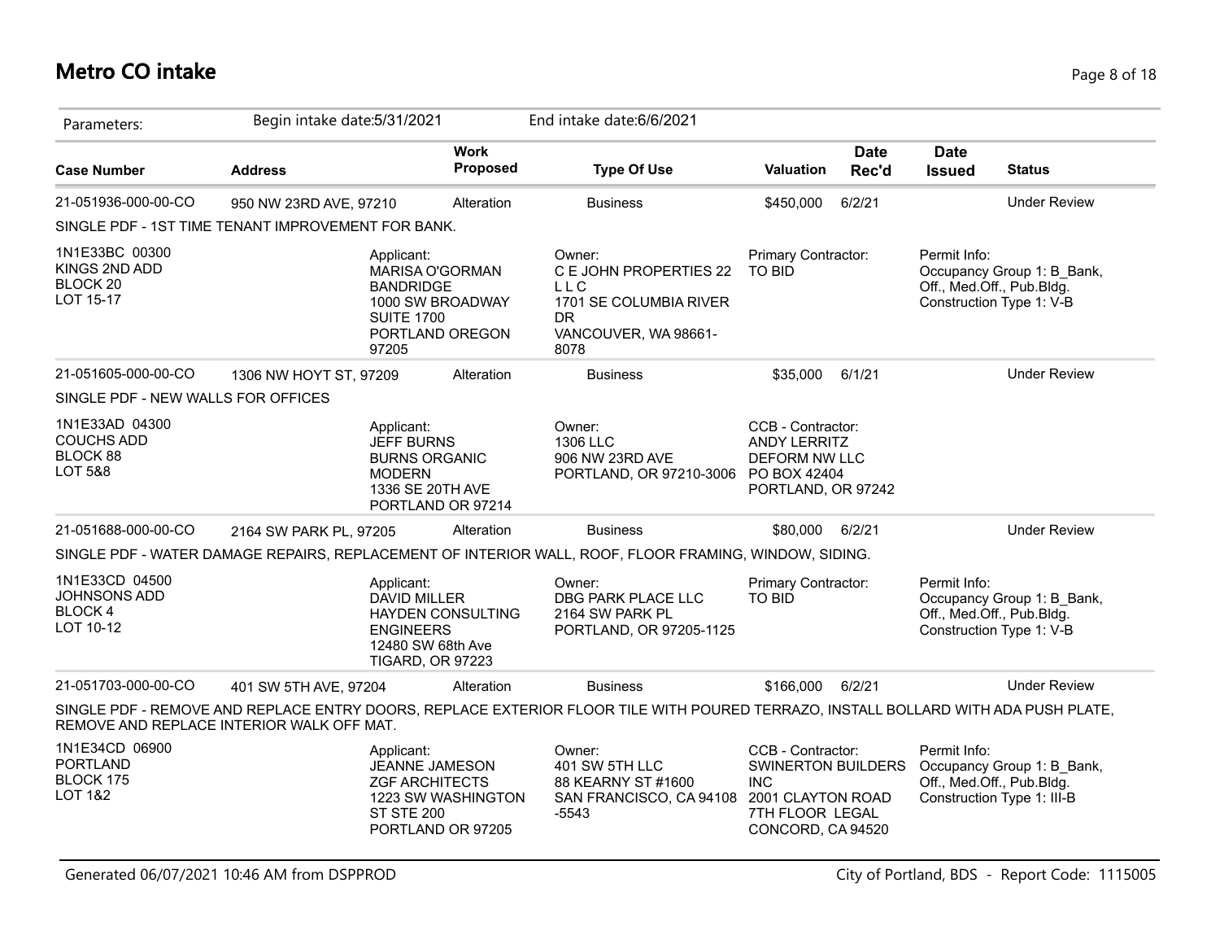# Metro CO intake

| Parameters: | Begin intake date:5/31/2021 | | End intake date:6/6/2021 | | | | |
|---|---|---|---|---|---|---|---|

| Case Number | Address | Work Proposed | Type Of Use | Valuation | Date Rec'd | Date Issued | Status |
|---|---|---|---|---|---|---|---|
| 21-051936-000-00-CO | 950 NW 23RD AVE, 97210 | Alteration | Business | $450,000 | 6/2/21 | | Under Review |

SINGLE PDF - 1ST TIME TENANT IMPROVEMENT FOR BANK.

1N1E33BC 00300
KINGS 2ND ADD
BLOCK 20
LOT 15-17

Applicant:
MARISA O'GORMAN
BANDRIDGE
1000 SW BROADWAY
SUITE 1700
PORTLAND OREGON
97205

Owner:
C E JOHN PROPERTIES 22
L L C
1701 SE COLUMBIA RIVER
DR
VANCOUVER, WA 98661-
8078

Primary Contractor:
TO BID

Permit Info:
Occupancy Group 1: B_Bank, Off., Med.Off., Pub.Bldg.
Construction Type 1: V-B

| Case Number | Address | Work Proposed | Type Of Use | Valuation | Date Rec'd | Date Issued | Status |
|---|---|---|---|---|---|---|---|
| 21-051605-000-00-CO | 1306 NW HOYT ST, 97209 | Alteration | Business | $35,000 | 6/1/21 | | Under Review |

SINGLE PDF - NEW WALLS FOR OFFICES

1N1E33AD 04300
COUCHS ADD
BLOCK 88
LOT 5&8

Applicant:
JEFF BURNS
BURNS ORGANIC
MODERN
1336 SE 20TH AVE
PORTLAND OR 97214

Owner:
1306 LLC
906 NW 23RD AVE
PORTLAND, OR 97210-3006

CCB - Contractor:
ANDY LERRITZ
DEFORM NW LLC
PO BOX 42404
PORTLAND, OR 97242

| Case Number | Address | Work Proposed | Type Of Use | Valuation | Date Rec'd | Date Issued | Status |
|---|---|---|---|---|---|---|---|
| 21-051688-000-00-CO | 2164 SW PARK PL, 97205 | Alteration | Business | $80,000 | 6/2/21 | | Under Review |

SINGLE PDF - WATER DAMAGE REPAIRS, REPLACEMENT OF INTERIOR WALL, ROOF, FLOOR FRAMING, WINDOW, SIDING.

1N1E33CD 04500
JOHNSONS ADD
BLOCK 4
LOT 10-12

Applicant:
DAVID MILLER
HAYDEN CONSULTING
ENGINEERS
12480 SW 68th Ave
TIGARD, OR 97223

Owner:
DBG PARK PLACE LLC
2164 SW PARK PL
PORTLAND, OR 97205-1125

Primary Contractor:
TO BID

Permit Info:
Occupancy Group 1: B_Bank, Off., Med.Off., Pub.Bldg.
Construction Type 1: V-B

| Case Number | Address | Work Proposed | Type Of Use | Valuation | Date Rec'd | Date Issued | Status |
|---|---|---|---|---|---|---|---|
| 21-051703-000-00-CO | 401 SW 5TH AVE, 97204 | Alteration | Business | $166,000 | 6/2/21 | | Under Review |

SINGLE PDF - REMOVE AND REPLACE ENTRY DOORS, REPLACE EXTERIOR FLOOR TILE WITH POURED TERRAZO, INSTALL BOLLARD WITH ADA PUSH PLATE, REMOVE AND REPLACE INTERIOR WALK OFF MAT.

1N1E34CD 06900
PORTLAND
BLOCK 175
LOT 1&2

Applicant:
JEANNE JAMESON
ZGF ARCHITECTS
1223 SW WASHINGTON
ST STE 200
PORTLAND OR 97205

Owner:
401 SW 5TH LLC
88 KEARNY ST #1600
SAN FRANCISCO, CA 94108
-5543

CCB - Contractor:
SWINERTON BUILDERS
INC
2001 CLAYTON ROAD
7TH FLOOR LEGAL
CONCORD, CA 94520

Permit Info:
Occupancy Group 1: B_Bank, Off., Med.Off., Pub.Bldg.
Construction Type 1: III-B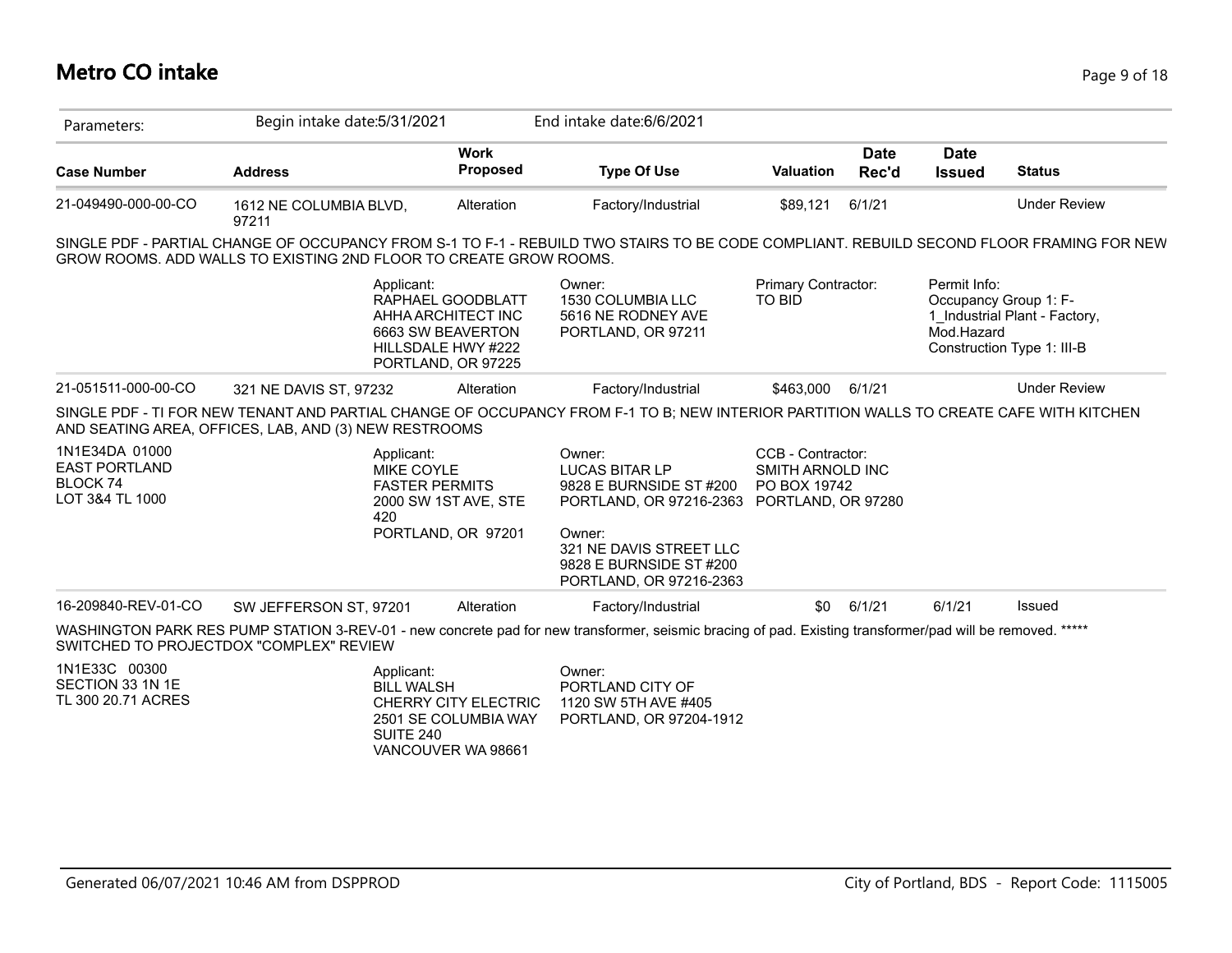# Metro CO intake

| Parameters: | Begin intake date:5/31/2021 | | End intake date:6/6/2021 | | | | |
|---|---|---|---|---|---|---|---|
| **Case Number** | **Address** | **Work Proposed** | **Type Of Use** | **Valuation** | **Date Rec'd** | **Date Issued** | **Status** |
| 21-049490-000-00-CO | 1612 NE COLUMBIA BLVD, 97211 | Alteration | Factory/Industrial | $89,121 | 6/1/21 | | Under Review |

SINGLE PDF - PARTIAL CHANGE OF OCCUPANCY FROM S-1 TO F-1 - REBUILD TWO STAIRS TO BE CODE COMPLIANT. REBUILD SECOND FLOOR FRAMING FOR NEW GROW ROOMS. ADD WALLS TO EXISTING 2ND FLOOR TO CREATE GROW ROOMS.

Applicant:
RAPHAEL GOODBLATT
AHHA ARCHITECT INC
6663 SW BEAVERTON HILLSDALE HWY #222
PORTLAND, OR 97225

Owner:
1530 COLUMBIA LLC
5616 NE RODNEY AVE
PORTLAND, OR 97211

Primary Contractor:
TO BID

Permit Info:
Occupancy Group 1: F-1_Industrial Plant - Factory, Mod.Hazard
Construction Type 1: III-B

| Case Number | Address | Work Proposed | Type Of Use | Valuation | Date Rec'd | Date Issued | Status |
|---|---|---|---|---|---|---|---|
| 21-051511-000-00-CO | 321 NE DAVIS ST, 97232 | Alteration | Factory/Industrial | $463,000 | 6/1/21 | | Under Review |

SINGLE PDF - TI FOR NEW TENANT AND PARTIAL CHANGE OF OCCUPANCY FROM F-1 TO B; NEW INTERIOR PARTITION WALLS TO CREATE CAFE WITH KITCHEN AND SEATING AREA, OFFICES, LAB, AND (3) NEW RESTROOMS

1N1E34DA 01000
EAST PORTLAND
BLOCK 74
LOT 3&4 TL 1000

Applicant:
MIKE COYLE
FASTER PERMITS
2000 SW 1ST AVE, STE 420
PORTLAND, OR 97201

Owner:
LUCAS BITAR LP
9828 E BURNSIDE ST #200
PORTLAND, OR 97216-2363

Owner:
321 NE DAVIS STREET LLC
9828 E BURNSIDE ST #200
PORTLAND, OR 97216-2363

CCB - Contractor:
SMITH ARNOLD INC
PO BOX 19742
PORTLAND, OR 97280

| Case Number | Address | Work Proposed | Type Of Use | Valuation | Date Rec'd | Date Issued | Status |
|---|---|---|---|---|---|---|---|
| 16-209840-REV-01-CO | SW JEFFERSON ST, 97201 | Alteration | Factory/Industrial | $0 | 6/1/21 | 6/1/21 | Issued |

WASHINGTON PARK RES PUMP STATION 3-REV-01 - new concrete pad for new transformer, seismic bracing of pad. Existing transformer/pad will be removed. ***** SWITCHED TO PROJECTDOX "COMPLEX" REVIEW

1N1E33C 00300
SECTION 33 1N 1E
TL 300 20.71 ACRES

Applicant:
BILL WALSH
CHERRY CITY ELECTRIC
2501 SE COLUMBIA WAY SUITE 240
VANCOUVER WA 98661

Owner:
PORTLAND CITY OF
1120 SW 5TH AVE #405
PORTLAND, OR 97204-1912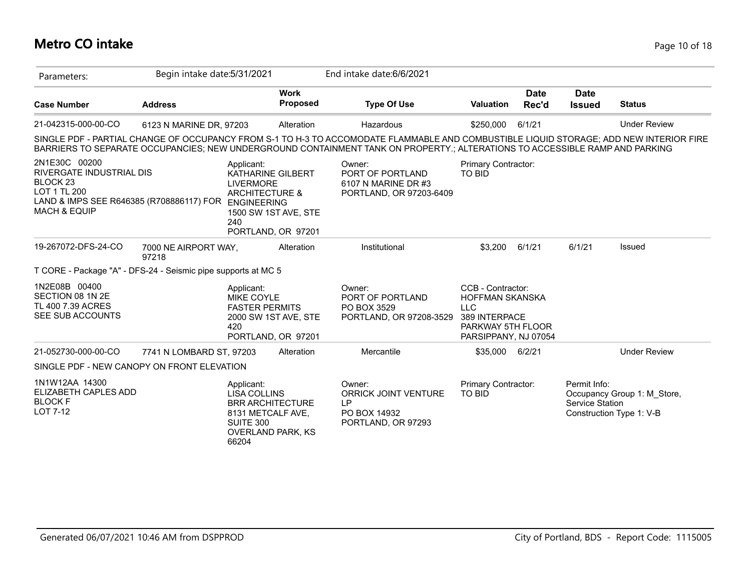# Metro CO intake

| Parameters: | Begin intake date:5/31/2021 | | End intake date:6/6/2021 | | | | |
|---|---|---|---|---|---|---|---|
| **Case Number** | **Address** | **Work Proposed** | **Type Of Use** | **Valuation** | **Date Rec'd** | **Date Issued** | **Status** |
| 21-042315-000-00-CO | 6123 N MARINE DR, 97203 | Alteration | Hazardous | $250,000 | 6/1/21 | | Under Review |

SINGLE PDF - PARTIAL CHANGE OF OCCUPANCY FROM S-1 TO H-3 TO ACCOMODATE FLAMMABLE AND COMBUSTIBLE LIQUID STORAGE; ADD NEW INTERIOR FIRE BARRIERS TO SEPARATE OCCUPANCIES; NEW UNDERGROUND CONTAINMENT TANK ON PROPERTY.; ALTERATIONS TO ACCESSIBLE RAMP AND PARKING

2N1E30C 00200
RIVERGATE INDUSTRIAL DIS
BLOCK 23
LOT 1 TL 200
LAND & IMPS SEE R646385 (R708886117) FOR MACH & EQUIP

Applicant:
KATHARINE GILBERT
LIVERMORE ARCHITECTURE & ENGINEERING
1500 SW 1ST AVE, STE 240
PORTLAND, OR 97201

Owner:
PORT OF PORTLAND
6107 N MARINE DR #3
PORTLAND, OR 97203-6409

Primary Contractor:
TO BID

| Case Number | Address | Work Proposed | Type Of Use | Valuation | Date Rec'd | Date Issued | Status |
|---|---|---|---|---|---|---|---|
| 19-267072-DFS-24-CO | 7000 NE AIRPORT WAY, 97218 | Alteration | Institutional | $3,200 | 6/1/21 | 6/1/21 | Issued |

T CORE - Package "A" - DFS-24 - Seismic pipe supports at MC 5

1N2E08B 00400
SECTION 08 1N 2E
TL 400 7.39 ACRES
SEE SUB ACCOUNTS

Applicant:
MIKE COYLE
FASTER PERMITS
2000 SW 1ST AVE, STE 420
PORTLAND, OR 97201

Owner:
PORT OF PORTLAND
PO BOX 3529
PORTLAND, OR 97208-3529

CCB - Contractor:
HOFFMAN SKANSKA LLC
389 INTERPACE PARKWAY 5TH FLOOR
PARSIPPANY, NJ 07054

| Case Number | Address | Work Proposed | Type Of Use | Valuation | Date Rec'd | Date Issued | Status |
|---|---|---|---|---|---|---|---|
| 21-052730-000-00-CO | 7741 N LOMBARD ST, 97203 | Alteration | Mercantile | $35,000 | 6/2/21 | | Under Review |

SINGLE PDF - NEW CANOPY ON FRONT ELEVATION

1N1W12AA 14300
ELIZABETH CAPLES ADD
BLOCK F
LOT 7-12

Applicant:
LISA COLLINS
BRR ARCHITECTURE
8131 METCALF AVE, SUITE 300
OVERLAND PARK, KS 66204

Owner:
ORRICK JOINT VENTURE LP
PO BOX 14932
PORTLAND, OR 97293

Primary Contractor:
TO BID

Permit Info:
Occupancy Group 1: M_Store, Service Station
Construction Type 1: V-B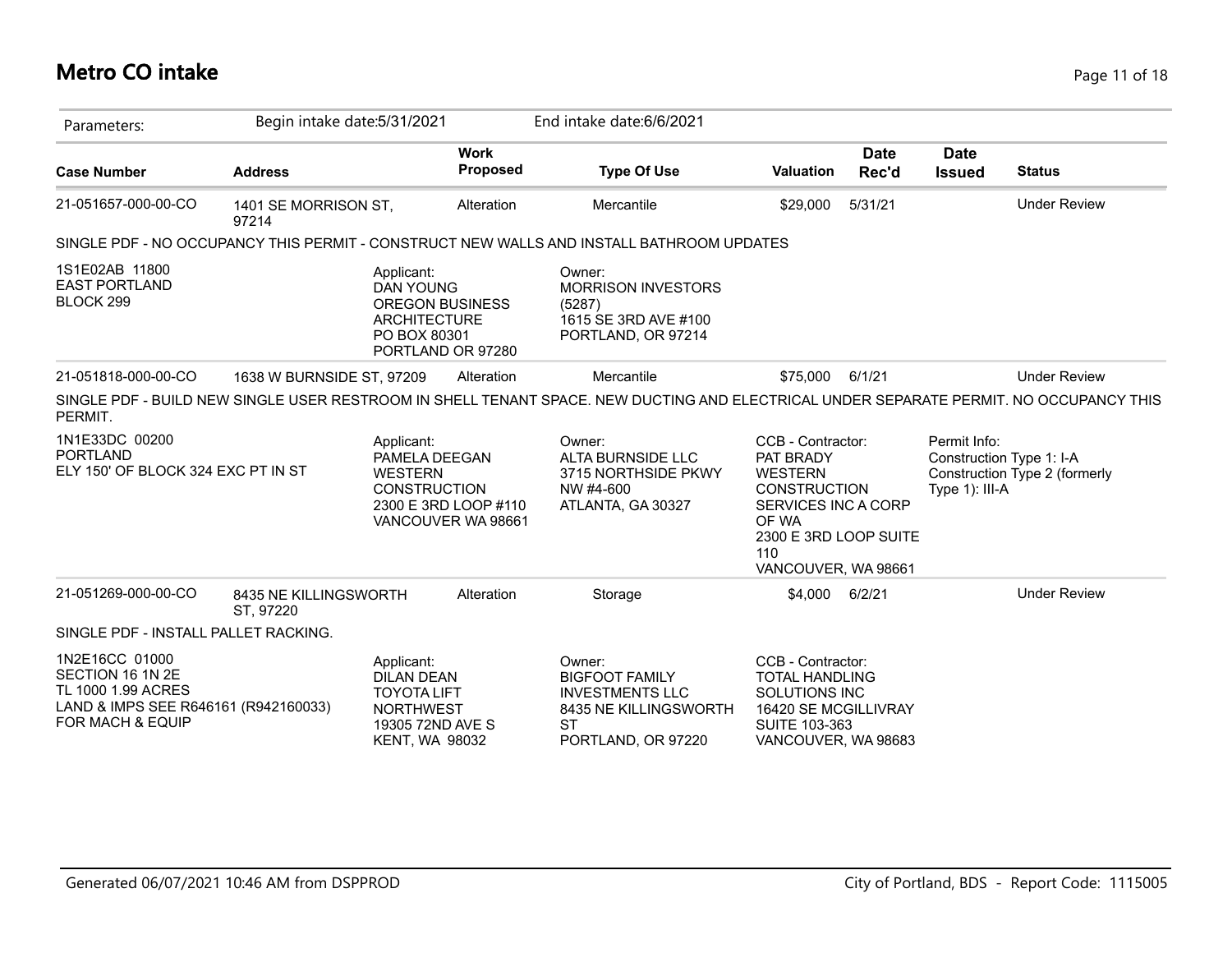# Metro CO intake

Parameters: Begin intake date:5/31/2021 End intake date:6/6/2021

| Case Number | Address | Work Proposed | Type Of Use | Valuation | Date Rec'd | Date Issued | Status |
|---|---|---|---|---|---|---|---|
| 21-051657-000-00-CO | 1401 SE MORRISON ST, 97214 | Alteration | Mercantile | $29,000 | 5/31/21 | | Under Review |

SINGLE PDF - NO OCCUPANCY THIS PERMIT - CONSTRUCT NEW WALLS AND INSTALL BATHROOM UPDATES

1S1E02AB 11800
EAST PORTLAND
BLOCK 299

Applicant:
DAN YOUNG
OREGON BUSINESS ARCHITECTURE
PO BOX 80301
PORTLAND OR 97280

Owner:
MORRISON INVESTORS (5287)
1615 SE 3RD AVE #100
PORTLAND, OR 97214

| Case Number | Address | Work Proposed | Type Of Use | Valuation | Date Rec'd | Date Issued | Status |
|---|---|---|---|---|---|---|---|
| 21-051818-000-00-CO | 1638 W BURNSIDE ST, 97209 | Alteration | Mercantile | $75,000 | 6/1/21 | | Under Review |

SINGLE PDF - BUILD NEW SINGLE USER RESTROOM IN SHELL TENANT SPACE. NEW DUCTING AND ELECTRICAL UNDER SEPARATE PERMIT. NO OCCUPANCY THIS PERMIT.

1N1E33DC 00200
PORTLAND
ELY 150' OF BLOCK 324 EXC PT IN ST

Applicant:
PAMELA DEEGAN
WESTERN CONSTRUCTION
2300 E 3RD LOOP #110
VANCOUVER WA 98661

Owner:
ALTA BURNSIDE LLC
3715 NORTHSIDE PKWY NW #4-600
ATLANTA, GA 30327

CCB - Contractor:
PAT BRADY
WESTERN CONSTRUCTION SERVICES INC A CORP OF WA
2300 E 3RD LOOP SUITE 110
VANCOUVER, WA 98661

Permit Info:
Construction Type 1: I-A
Construction Type 2 (formerly Type 1): III-A

| Case Number | Address | Work Proposed | Type Of Use | Valuation | Date Rec'd | Date Issued | Status |
|---|---|---|---|---|---|---|---|
| 21-051269-000-00-CO | 8435 NE KILLINGSWORTH ST, 97220 | Alteration | Storage | $4,000 | 6/2/21 | | Under Review |

SINGLE PDF - INSTALL PALLET RACKING.

1N2E16CC 01000
SECTION 16 1N 2E
TL 1000 1.99 ACRES
LAND & IMPS SEE R646161 (R942160033) FOR MACH & EQUIP

Applicant:
DILAN DEAN
TOYOTA LIFT NORTHWEST
19305 72ND AVE S
KENT, WA 98032

Owner:
BIGFOOT FAMILY INVESTMENTS LLC
8435 NE KILLINGSWORTH ST
PORTLAND, OR 97220

CCB - Contractor:
TOTAL HANDLING SOLUTIONS INC
16420 SE MCGILLIVRAY SUITE 103-363
VANCOUVER, WA 98683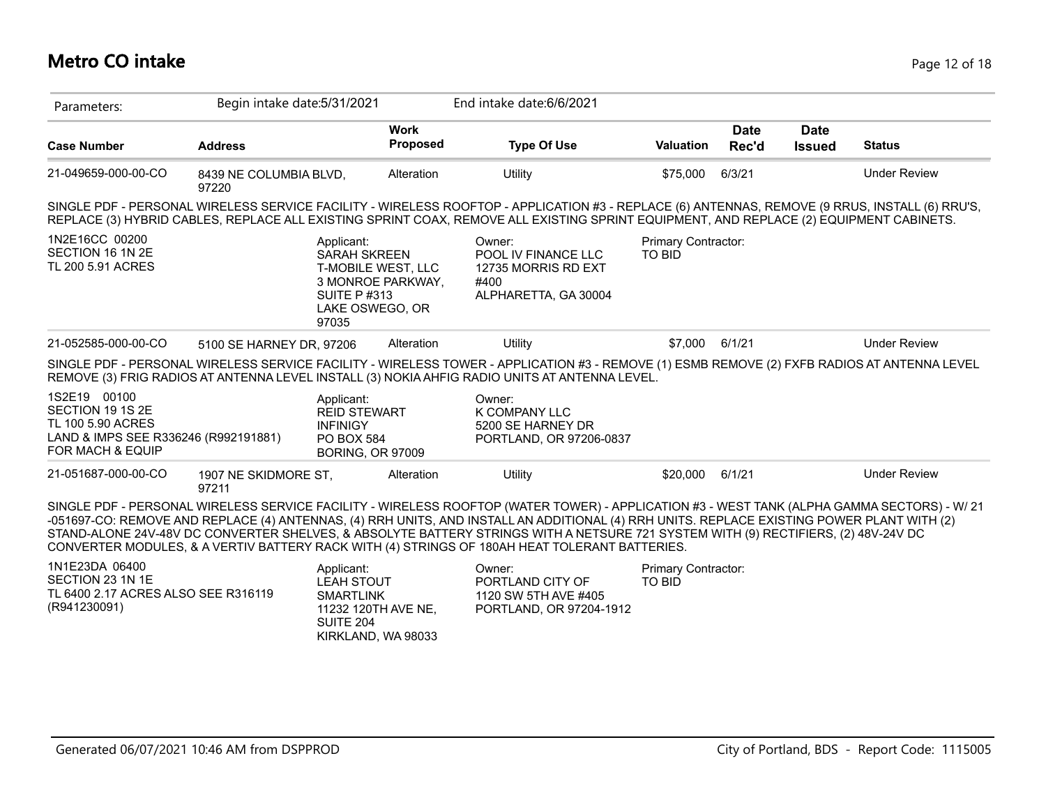# Metro CO intake

| Parameters: | Begin intake date:5/31/2021 | | End intake date:6/6/2021 | | | | |
|---|---|---|---|---|---|---|---|
| **Case Number** | **Address** | **Work Proposed** | **Type Of Use** | **Valuation** | **Date Rec'd** | **Date Issued** | **Status** |
| 21-049659-000-00-CO | 8439 NE COLUMBIA BLVD, 97220 | Alteration | Utility | $75,000 | 6/3/21 | | Under Review |

SINGLE PDF - PERSONAL WIRELESS SERVICE FACILITY - WIRELESS ROOFTOP - APPLICATION #3 - REPLACE (6) ANTENNAS, REMOVE (9 RRUS, INSTALL (6) RRU'S, REPLACE (3) HYBRID CABLES, REPLACE ALL EXISTING SPRINT COAX, REMOVE ALL EXISTING SPRINT EQUIPMENT, AND REPLACE (2) EQUIPMENT CABINETS.

1N2E16CC 00200
SECTION 16 1N 2E
TL 200 5.91 ACRES

Applicant:
SARAH SKREEN
T-MOBILE WEST, LLC
3 MONROE PARKWAY, SUITE P #313
LAKE OSWEGO, OR 97035

Owner:
POOL IV FINANCE LLC
12735 MORRIS RD EXT #400
ALPHARETTA, GA 30004

Primary Contractor:
TO BID

| Case Number | Address | Work Proposed | Type Of Use | Valuation | Date Rec'd | Date Issued | Status |
|---|---|---|---|---|---|---|---|
| 21-052585-000-00-CO | 5100 SE HARNEY DR, 97206 | Alteration | Utility | $7,000 | 6/1/21 | | Under Review |

SINGLE PDF - PERSONAL WIRELESS SERVICE FACILITY - WIRELESS TOWER - APPLICATION #3 - REMOVE (1) ESMB REMOVE (2) FXFB RADIOS AT ANTENNA LEVEL REMOVE (3) FRIG RADIOS AT ANTENNA LEVEL INSTALL (3) NOKIA AHFIG RADIO UNITS AT ANTENNA LEVEL.

1S2E19 00100
SECTION 19 1S 2E
TL 100 5.90 ACRES
LAND & IMPS SEE R336246 (R992191881) FOR MACH & EQUIP

Applicant:
REID STEWART
INFINIGY
PO BOX 584
BORING, OR 97009

Owner:
K COMPANY LLC
5200 SE HARNEY DR
PORTLAND, OR 97206-0837

| Case Number | Address | Work Proposed | Type Of Use | Valuation | Date Rec'd | Date Issued | Status |
|---|---|---|---|---|---|---|---|
| 21-051687-000-00-CO | 1907 NE SKIDMORE ST, 97211 | Alteration | Utility | $20,000 | 6/1/21 | | Under Review |

SINGLE PDF - PERSONAL WIRELESS SERVICE FACILITY - WIRELESS ROOFTOP (WATER TOWER) - APPLICATION #3 - WEST TANK (ALPHA GAMMA SECTORS) - W/ 21-051697-CO: REMOVE AND REPLACE (4) ANTENNAS, (4) RRH UNITS, AND INSTALL AN ADDITIONAL (4) RRH UNITS. REPLACE EXISTING POWER PLANT WITH (2) STAND-ALONE 24V-48V DC CONVERTER SHELVES, & ABSOLYTE BATTERY STRINGS WITH A NETSURE 721 SYSTEM WITH (9) RECTIFIERS, (2) 48V-24V DC CONVERTER MODULES, & A VERTIV BATTERY RACK WITH (4) STRINGS OF 180AH HEAT TOLERANT BATTERIES.

1N1E23DA 06400
SECTION 23 1N 1E
TL 6400 2.17 ACRES ALSO SEE R316119 (R941230091)

Applicant:
LEAH STOUT
SMARTLINK
11232 120TH AVE NE, SUITE 204
KIRKLAND, WA 98033

Owner:
PORTLAND CITY OF
1120 SW 5TH AVE #405
PORTLAND, OR 97204-1912

Primary Contractor:
TO BID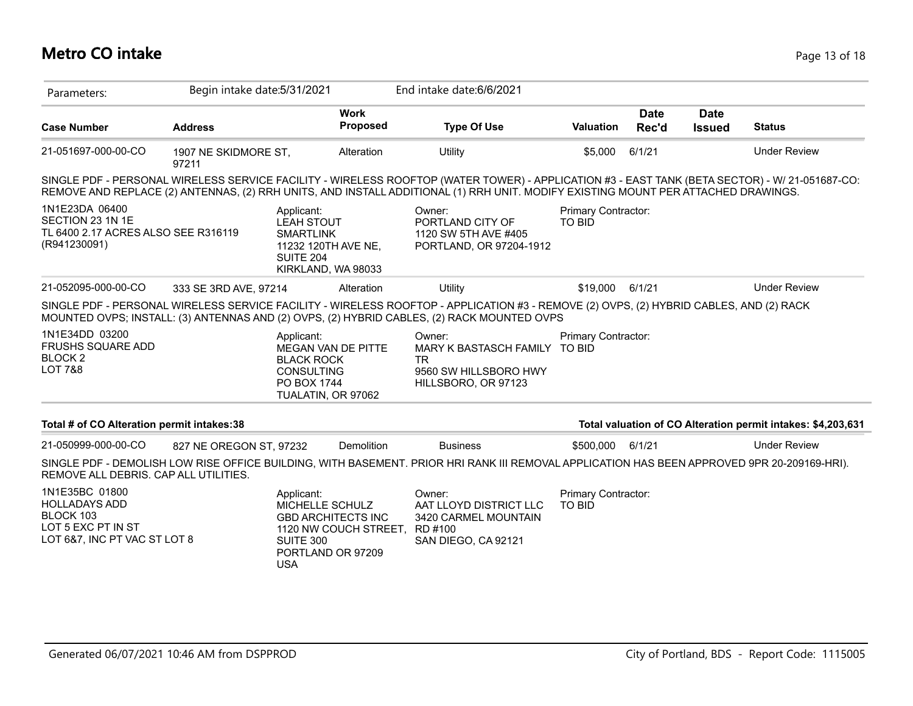# Metro CO intake

Parameters: Begin intake date:5/31/2021 End intake date:6/6/2021

| Case Number | Address | Work Proposed | Type Of Use | Valuation | Date Rec'd | Date Issued | Status |
|---|---|---|---|---|---|---|---|
| 21-051697-000-00-CO | 1907 NE SKIDMORE ST, 97211 | Alteration | Utility | $5,000 | 6/1/21 | | Under Review |

SINGLE PDF - PERSONAL WIRELESS SERVICE FACILITY - WIRELESS ROOFTOP (WATER TOWER) - APPLICATION #3 - EAST TANK (BETA SECTOR) - W/ 21-051687-CO: REMOVE AND REPLACE (2) ANTENNAS, (2) RRH UNITS, AND INSTALL ADDITIONAL (1) RRH UNIT. MODIFY EXISTING MOUNT PER ATTACHED DRAWINGS.

1N1E23DA 06400
SECTION 23 1N 1E
TL 6400 2.17 ACRES ALSO SEE R316119 (R941230091)

Applicant:
LEAH STOUT
SMARTLINK
11232 120TH AVE NE, SUITE 204
KIRKLAND, WA 98033

Owner:
PORTLAND CITY OF
1120 SW 5TH AVE #405
PORTLAND, OR 97204-1912

Primary Contractor:
TO BID

| Case Number | Address | Work Proposed | Type Of Use | Valuation | Date Rec'd | Date Issued | Status |
|---|---|---|---|---|---|---|---|
| 21-052095-000-00-CO | 333 SE 3RD AVE, 97214 | Alteration | Utility | $19,000 | 6/1/21 | | Under Review |

SINGLE PDF - PERSONAL WIRELESS SERVICE FACILITY - WIRELESS ROOFTOP - APPLICATION #3 - REMOVE (2) OVPS, (2) HYBRID CABLES, AND (2) RACK MOUNTED OVPS; INSTALL: (3) ANTENNAS AND (2) OVPS, (2) HYBRID CABLES, (2) RACK MOUNTED OVPS

1N1E34DD 03200
FRUSHS SQUARE ADD
BLOCK 2
LOT 7&8

Applicant:
MEGAN VAN DE PITTE
BLACK ROCK CONSULTING
PO BOX 1744
TUALATIN, OR 97062

Owner:
MARY K BASTASCH FAMILY TR
9560 SW HILLSBORO HWY
HILLSBORO, OR 97123

Primary Contractor:
TO BID

**Total # of CO Alteration permit intakes:38**

**Total valuation of CO Alteration permit intakes: $4,203,631**

| Case Number | Address | Work Proposed | Type Of Use | Valuation | Date Rec'd | Date Issued | Status |
|---|---|---|---|---|---|---|---|
| 21-050999-000-00-CO | 827 NE OREGON ST, 97232 | Demolition | Business | $500,000 | 6/1/21 | | Under Review |

SINGLE PDF - DEMOLISH LOW RISE OFFICE BUILDING, WITH BASEMENT. PRIOR HRI RANK III REMOVAL APPLICATION HAS BEEN APPROVED 9PR 20-209169-HRI). REMOVE ALL DEBRIS. CAP ALL UTILITIES.

1N1E35BC 01800
HOLLADAYS ADD
BLOCK 103
LOT 5 EXC PT IN ST
LOT 6&7, INC PT VAC ST LOT 8

Applicant:
MICHELLE SCHULZ
GBD ARCHITECTS INC
1120 NW COUCH STREET, SUITE 300
PORTLAND OR 97209
USA

Owner:
AAT LLOYD DISTRICT LLC
3420 CARMEL MOUNTAIN RD #100
SAN DIEGO, CA 92121

Primary Contractor:
TO BID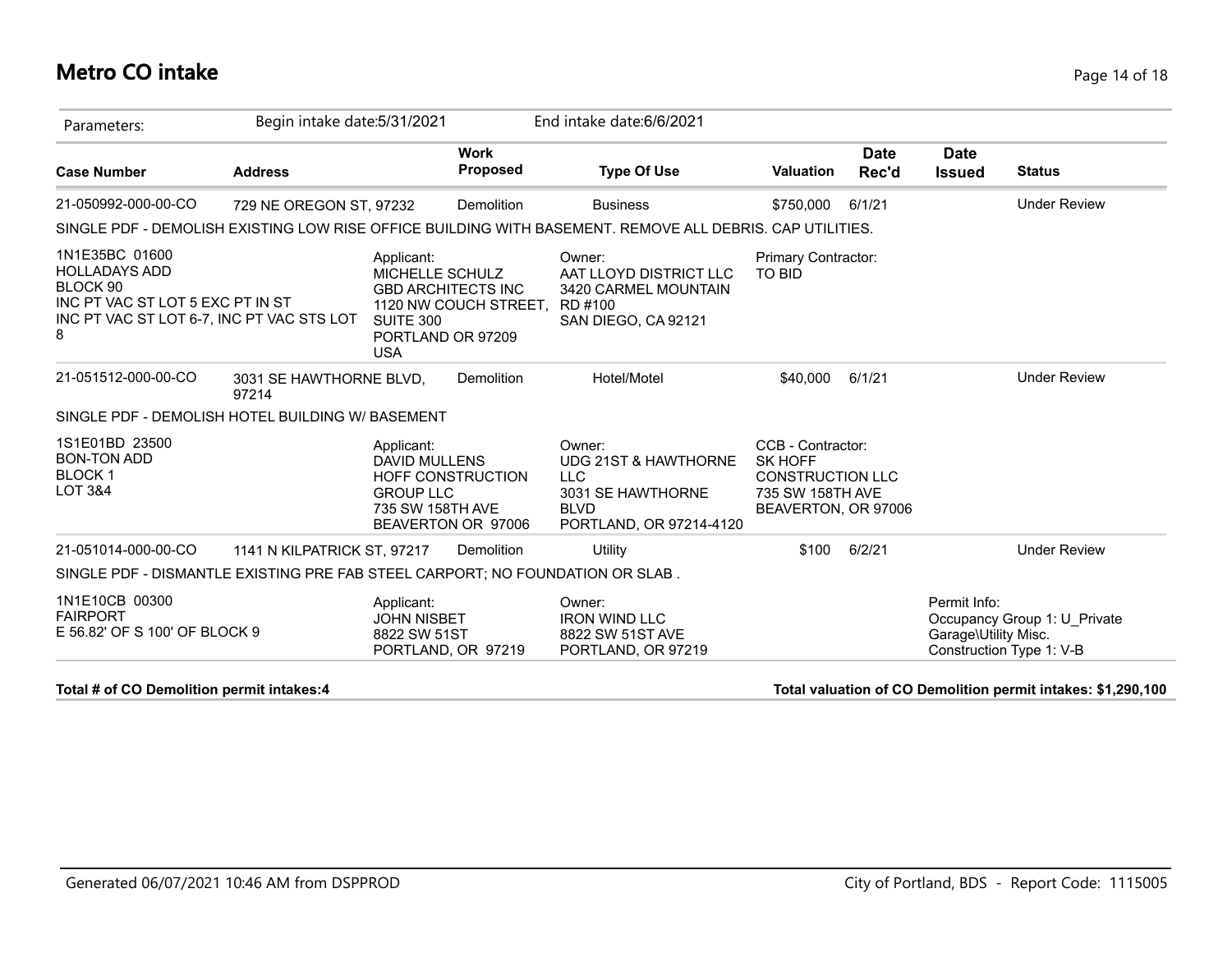# Metro CO intake

Parameters: Begin intake date:5/31/2021 End intake date:6/6/2021

| Case Number | Address | Work Proposed | Type Of Use | Valuation | Date Rec'd | Date Issued | Status |
|---|---|---|---|---|---|---|---|
| 21-050992-000-00-CO | 729 NE OREGON ST, 97232 | Demolition | Business | $750,000 | 6/1/21 | | Under Review |

SINGLE PDF - DEMOLISH EXISTING LOW RISE OFFICE BUILDING WITH BASEMENT. REMOVE ALL DEBRIS. CAP UTILITIES.

1N1E35BC 01600
HOLLADAYS ADD
BLOCK 90
INC PT VAC ST LOT 5 EXC PT IN ST
INC PT VAC ST LOT 6-7, INC PT VAC STS LOT 8

Applicant:
MICHELLE SCHULZ
GBD ARCHITECTS INC
1120 NW COUCH STREET, SUITE 300
PORTLAND OR 97209
USA

Owner:
AAT LLOYD DISTRICT LLC
3420 CARMEL MOUNTAIN RD #100
SAN DIEGO, CA 92121

Primary Contractor:
TO BID

| Case Number | Address | Work Proposed | Type Of Use | Valuation | Date Rec'd | Date Issued | Status |
|---|---|---|---|---|---|---|---|
| 21-051512-000-00-CO | 3031 SE HAWTHORNE BLVD, 97214 | Demolition | Hotel/Motel | $40,000 | 6/1/21 | | Under Review |

SINGLE PDF - DEMOLISH HOTEL BUILDING W/ BASEMENT

1S1E01BD 23500
BON-TON ADD
BLOCK 1
LOT 3&4

Applicant:
DAVID MULLENS
HOFF CONSTRUCTION GROUP LLC
735 SW 158TH AVE
BEAVERTON OR 97006

Owner:
UDG 21ST & HAWTHORNE LLC
3031 SE HAWTHORNE BLVD
PORTLAND, OR 97214-4120

CCB - Contractor:
SK HOFF CONSTRUCTION LLC
735 SW 158TH AVE
BEAVERTON, OR 97006

| Case Number | Address | Work Proposed | Type Of Use | Valuation | Date Rec'd | Date Issued | Status |
|---|---|---|---|---|---|---|---|
| 21-051014-000-00-CO | 1141 N KILPATRICK ST, 97217 | Demolition | Utility | $100 | 6/2/21 | | Under Review |

SINGLE PDF - DISMANTLE EXISTING PRE FAB STEEL CARPORT; NO FOUNDATION OR SLAB .

1N1E10CB 00300
FAIRPORT
E 56.82' OF S 100' OF BLOCK 9

Applicant:
JOHN NISBET
8822 SW 51ST
PORTLAND, OR 97219

Owner:
IRON WIND LLC
8822 SW 51ST AVE
PORTLAND, OR 97219

Permit Info:
Occupancy Group 1: U_Private Garage\Utility Misc.
Construction Type 1: V-B

**Total # of CO Demolition permit intakes:4**

**Total valuation of CO Demolition permit intakes: $1,290,100**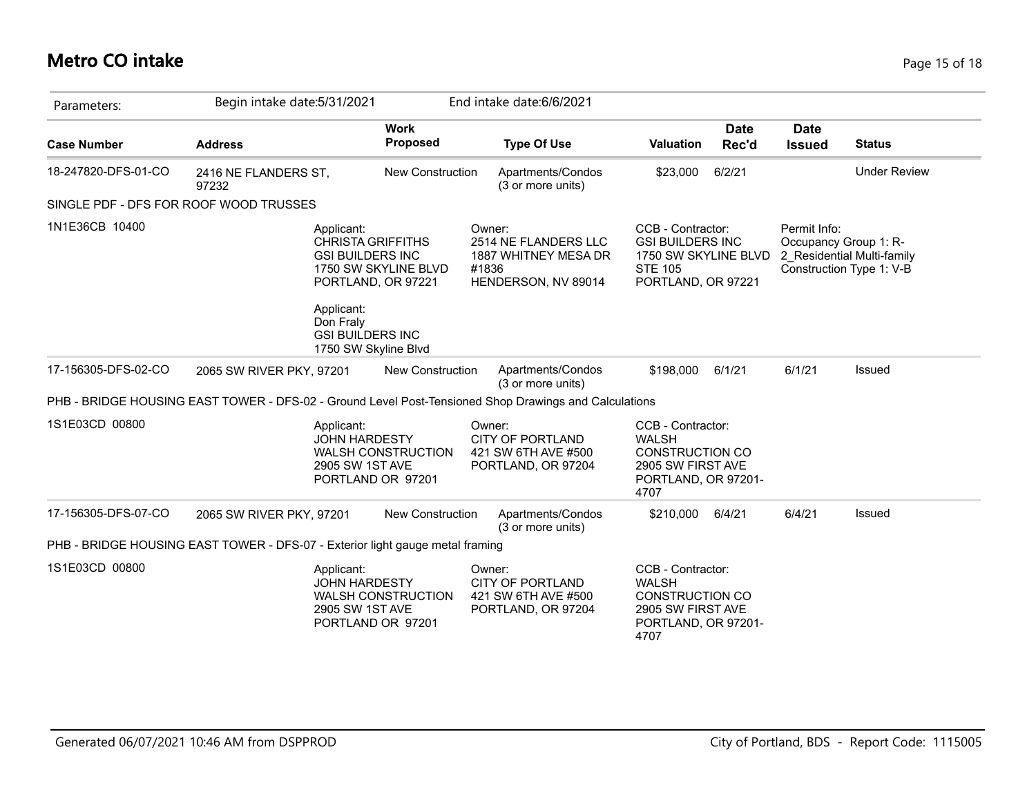# Metro CO intake

Parameters: Begin intake date:5/31/2021 End intake date:6/6/2021

| Case Number | Address | Work Proposed | Type Of Use | Valuation | Date Rec'd | Date Issued | Status |
|---|---|---|---|---|---|---|---|
| 18-247820-DFS-01-CO | 2416 NE FLANDERS ST, 97232 | New Construction | Apartments/Condos (3 or more units) | $23,000 | 6/2/21 | | Under Review |

SINGLE PDF - DFS FOR ROOF WOOD TRUSSES

1N1E36CB 10400

Applicant:
CHRISTA GRIFFITHS
GSI BUILDERS INC
1750 SW SKYLINE BLVD
PORTLAND, OR 97221

Applicant:
Don Fraly
GSI BUILDERS INC
1750 SW Skyline Blvd

Owner:
2514 NE FLANDERS LLC
1887 WHITNEY MESA DR #1836
HENDERSON, NV 89014

CCB - Contractor:
GSI BUILDERS INC
1750 SW SKYLINE BLVD STE 105
PORTLAND, OR 97221

Permit Info:
Occupancy Group 1: R-2_Residential Multi-family
Construction Type 1: V-B

| Case Number | Address | Work Proposed | Type Of Use | Valuation | Date Rec'd | Date Issued | Status |
|---|---|---|---|---|---|---|---|
| 17-156305-DFS-02-CO | 2065 SW RIVER PKY, 97201 | New Construction | Apartments/Condos (3 or more units) | $198,000 | 6/1/21 | 6/1/21 | Issued |

PHB - BRIDGE HOUSING EAST TOWER - DFS-02 - Ground Level Post-Tensioned Shop Drawings and Calculations

1S1E03CD 00800

Applicant:
JOHN HARDESTY
WALSH CONSTRUCTION
2905 SW 1ST AVE
PORTLAND OR 97201

Owner:
CITY OF PORTLAND
421 SW 6TH AVE #500
PORTLAND, OR 97204

CCB - Contractor:
WALSH CONSTRUCTION CO
2905 SW FIRST AVE
PORTLAND, OR 97201-4707

| Case Number | Address | Work Proposed | Type Of Use | Valuation | Date Rec'd | Date Issued | Status |
|---|---|---|---|---|---|---|---|
| 17-156305-DFS-07-CO | 2065 SW RIVER PKY, 97201 | New Construction | Apartments/Condos (3 or more units) | $210,000 | 6/4/21 | 6/4/21 | Issued |

PHB - BRIDGE HOUSING EAST TOWER - DFS-07 - Exterior light gauge metal framing

1S1E03CD 00800

Applicant:
JOHN HARDESTY
WALSH CONSTRUCTION
2905 SW 1ST AVE
PORTLAND OR 97201

Owner:
CITY OF PORTLAND
421 SW 6TH AVE #500
PORTLAND, OR 97204

CCB - Contractor:
WALSH CONSTRUCTION CO
2905 SW FIRST AVE
PORTLAND, OR 97201-4707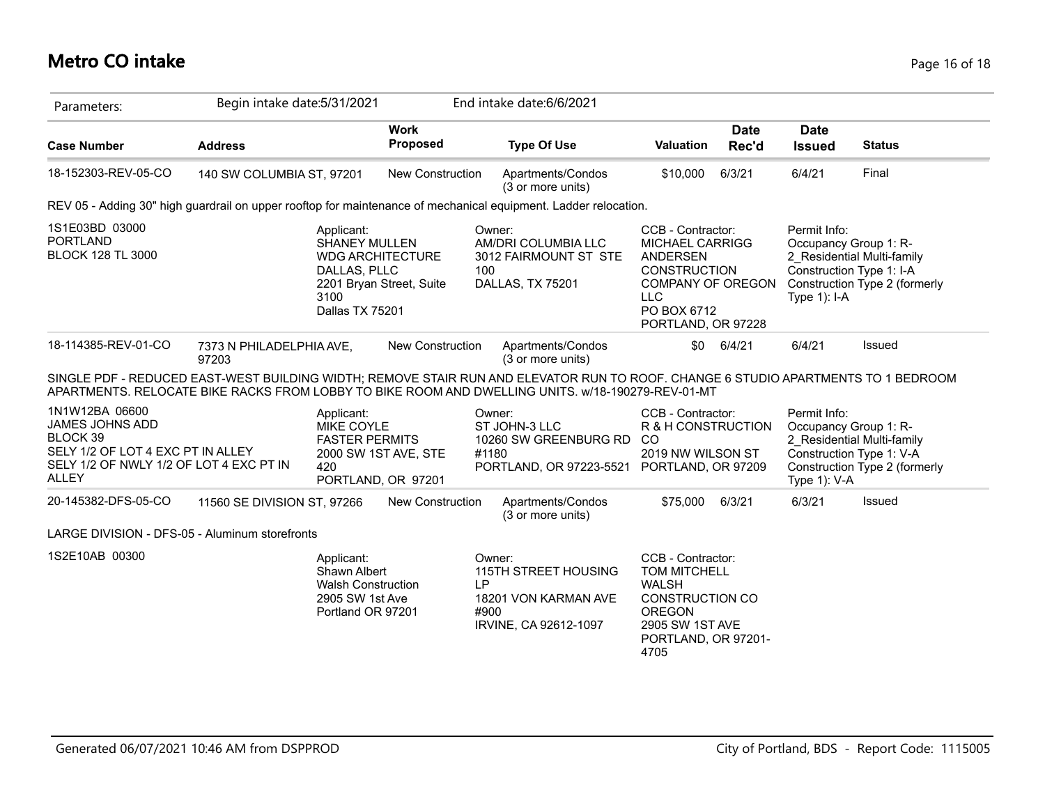# Metro CO intake

Parameters: Begin intake date:5/31/2021 End intake date:6/6/2021

| Case Number | Address | Work Proposed | Type Of Use | Valuation | Date Rec'd | Date Issued | Status |
|---|---|---|---|---|---|---|---|
| 18-152303-REV-05-CO | 140 SW COLUMBIA ST, 97201 | New Construction | Apartments/Condos (3 or more units) | $10,000 | 6/3/21 | 6/4/21 | Final |

REV 05 - Adding 30" high guardrail on upper rooftop for maintenance of mechanical equipment. Ladder relocation.

1S1E03BD 03000
PORTLAND
BLOCK 128 TL 3000

Applicant:
SHANEY MULLEN
WDG ARCHITECTURE DALLAS, PLLC
2201 Bryan Street, Suite 3100
Dallas TX 75201

Owner:
AM/DRI COLUMBIA LLC
3012 FAIRMOUNT ST STE 100
DALLAS, TX 75201

CCB - Contractor:
MICHAEL CARRIGG
ANDERSEN CONSTRUCTION COMPANY OF OREGON LLC
PO BOX 6712
PORTLAND, OR 97228

Permit Info:
Occupancy Group 1: R-2_Residential Multi-family
Construction Type 1: I-A
Construction Type 2 (formerly Type 1): I-A

| Case Number | Address | Work Proposed | Type Of Use | Valuation | Date Rec'd | Date Issued | Status |
|---|---|---|---|---|---|---|---|
| 18-114385-REV-01-CO | 7373 N PHILADELPHIA AVE, 97203 | New Construction | Apartments/Condos (3 or more units) | $0 | 6/4/21 | 6/4/21 | Issued |

SINGLE PDF - REDUCED EAST-WEST BUILDING WIDTH; REMOVE STAIR RUN AND ELEVATOR RUN TO ROOF. CHANGE 6 STUDIO APARTMENTS TO 1 BEDROOM APARTMENTS. RELOCATE BIKE RACKS FROM LOBBY TO BIKE ROOM AND DWELLING UNITS. w/18-190279-REV-01-MT

1N1W12BA 06600
JAMES JOHNS ADD
BLOCK 39
SELY 1/2 OF LOT 4 EXC PT IN ALLEY
SELY 1/2 OF NWLY 1/2 OF LOT 4 EXC PT IN ALLEY

Applicant:
MIKE COYLE
FASTER PERMITS
2000 SW 1ST AVE, STE 420
PORTLAND, OR 97201

Owner:
ST JOHN-3 LLC
10260 SW GREENBURG RD #1180
PORTLAND, OR 97223-5521

CCB - Contractor:
R & H CONSTRUCTION CO
2019 NW WILSON ST
PORTLAND, OR 97209

Permit Info:
Occupancy Group 1: R-2_Residential Multi-family
Construction Type 1: V-A
Construction Type 2 (formerly Type 1): V-A

| Case Number | Address | Work Proposed | Type Of Use | Valuation | Date Rec'd | Date Issued | Status |
|---|---|---|---|---|---|---|---|
| 20-145382-DFS-05-CO | 11560 SE DIVISION ST, 97266 | New Construction | Apartments/Condos (3 or more units) | $75,000 | 6/3/21 | 6/3/21 | Issued |

LARGE DIVISION - DFS-05 - Aluminum storefronts

1S2E10AB 00300

Applicant:
Shawn Albert
Walsh Construction
2905 SW 1st Ave
Portland OR 97201

Owner:
115TH STREET HOUSING LP
18201 VON KARMAN AVE #900
IRVINE, CA 92612-1097

CCB - Contractor:
TOM MITCHELL
WALSH CONSTRUCTION CO OREGON
2905 SW 1ST AVE
PORTLAND, OR 97201-4705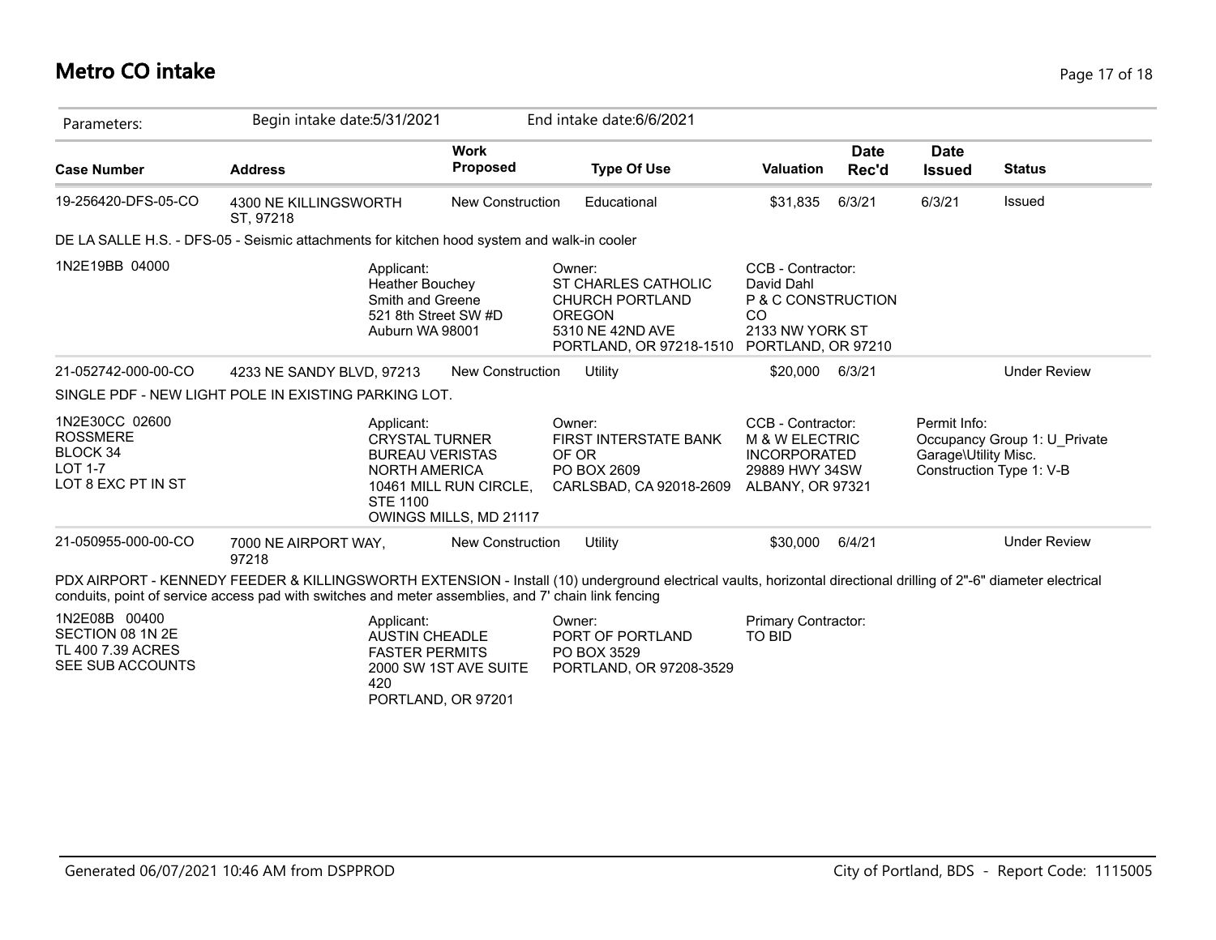# Metro CO intake

Parameters: Begin intake date:5/31/2021 End intake date:6/6/2021

| Case Number | Address | Work Proposed | Type Of Use | Valuation | Date Rec'd | Date Issued | Status |
|---|---|---|---|---|---|---|---|
| 19-256420-DFS-05-CO | 4300 NE KILLINGSWORTH ST, 97218 | New Construction | Educational | $31,835 | 6/3/21 | 6/3/21 | Issued |

DE LA SALLE H.S. - DFS-05 - Seismic attachments for kitchen hood system and walk-in cooler

1N2E19BB 04000

Applicant:
Heather Bouchey
Smith and Greene
521 8th Street SW #D
Auburn WA 98001

Owner:
ST CHARLES CATHOLIC CHURCH PORTLAND OREGON
5310 NE 42ND AVE
PORTLAND, OR 97218-1510

CCB - Contractor:
David Dahl
P & C CONSTRUCTION CO
2133 NW YORK ST
PORTLAND, OR 97210

| Case Number | Address | Work Proposed | Type Of Use | Valuation | Date Rec'd | Date Issued | Status |
|---|---|---|---|---|---|---|---|
| 21-052742-000-00-CO | 4233 NE SANDY BLVD, 97213 | New Construction | Utility | $20,000 | 6/3/21 | | Under Review |

SINGLE PDF - NEW LIGHT POLE IN EXISTING PARKING LOT.

1N2E30CC 02600
ROSSMERE
BLOCK 34
LOT 1-7
LOT 8 EXC PT IN ST

Applicant:
CRYSTAL TURNER
BUREAU VERISTAS NORTH AMERICA
10461 MILL RUN CIRCLE, STE 1100
OWINGS MILLS, MD 21117

Owner:
FIRST INTERSTATE BANK OF OR
PO BOX 2609
CARLSBAD, CA 92018-2609

CCB - Contractor:
M & W ELECTRIC INCORPORATED
29889 HWY 34SW
ALBANY, OR 97321

Permit Info:
Occupancy Group 1: U_Private Garage\Utility Misc.
Construction Type 1: V-B

| Case Number | Address | Work Proposed | Type Of Use | Valuation | Date Rec'd | Date Issued | Status |
|---|---|---|---|---|---|---|---|
| 21-050955-000-00-CO | 7000 NE AIRPORT WAY, 97218 | New Construction | Utility | $30,000 | 6/4/21 | | Under Review |

PDX AIRPORT - KENNEDY FEEDER & KILLINGSWORTH EXTENSION - Install (10) underground electrical vaults, horizontal directional drilling of 2"-6" diameter electrical conduits, point of service access pad with switches and meter assemblies, and 7' chain link fencing

1N2E08B 00400
SECTION 08 1N 2E
TL 400 7.39 ACRES
SEE SUB ACCOUNTS

Applicant:
AUSTIN CHEADLE
FASTER PERMITS
2000 SW 1ST AVE SUITE 420
PORTLAND, OR 97201

Owner:
PORT OF PORTLAND
PO BOX 3529
PORTLAND, OR 97208-3529

Primary Contractor:
TO BID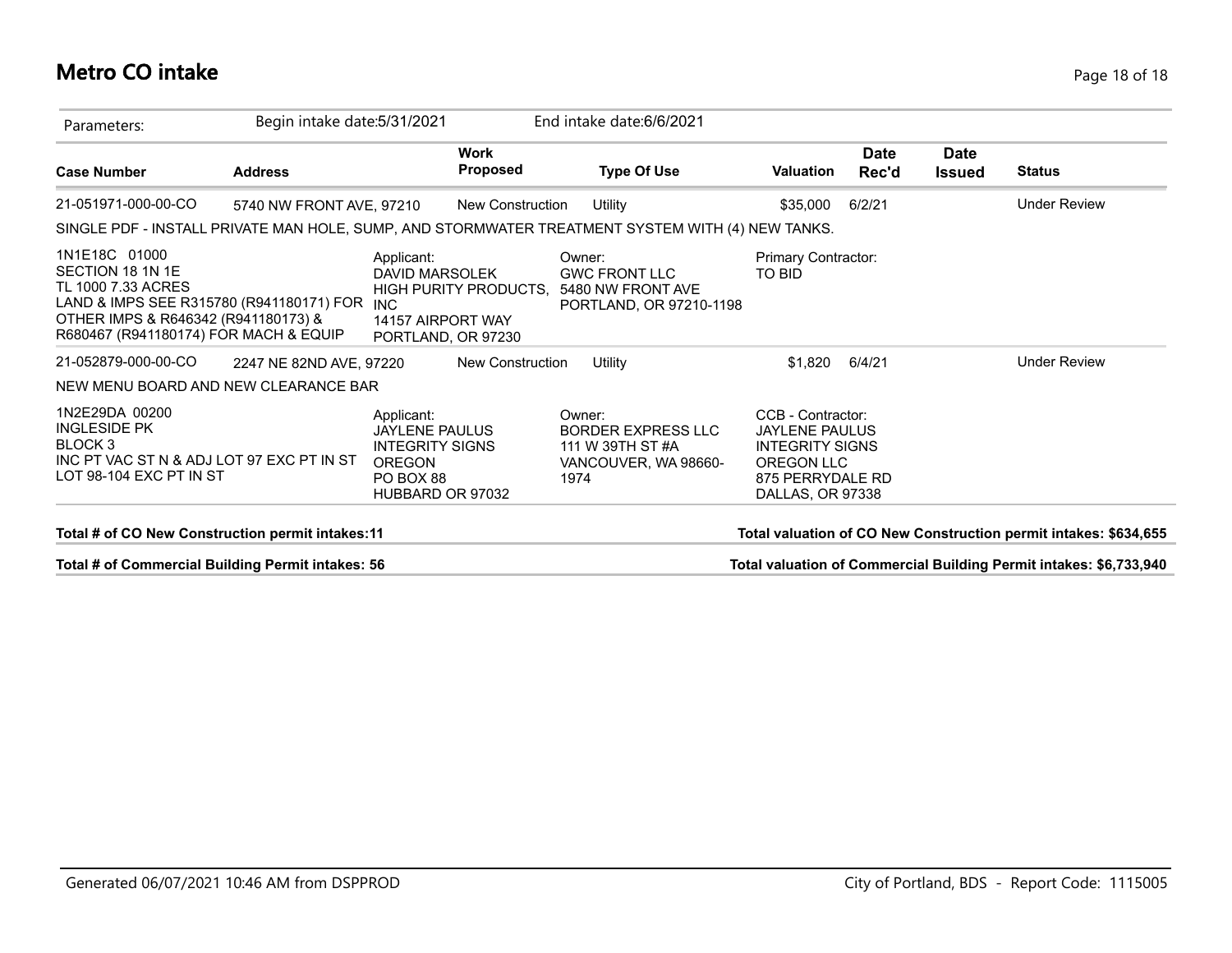# Metro CO intake

Parameters: Begin intake date:5/31/2021 End intake date:6/6/2021

| Case Number | Address | Work Proposed | Type Of Use | Valuation | Date Rec'd | Date Issued | Status |
|---|---|---|---|---|---|---|---|
| 21-051971-000-00-CO | 5740 NW FRONT AVE, 97210 | New Construction | Utility | $35,000 | 6/2/21 | | Under Review |

SINGLE PDF - INSTALL PRIVATE MAN HOLE, SUMP, AND STORMWATER TREATMENT SYSTEM WITH (4) NEW TANKS.

1N1E18C 01000
SECTION 18 1N 1E
TL 1000 7.33 ACRES
LAND & IMPS SEE R315780 (R941180171) FOR OTHER IMPS & R646342 (R941180173) & R680467 (R941180174) FOR MACH & EQUIP

Applicant:
DAVID MARSOLEK
HIGH PURITY PRODUCTS, INC
14157 AIRPORT WAY
PORTLAND, OR 97230

Owner:
GWC FRONT LLC
5480 NW FRONT AVE
PORTLAND, OR 97210-1198

Primary Contractor:
TO BID

| Case Number | Address | Work Proposed | Type Of Use | Valuation | Date Rec'd | Date Issued | Status |
|---|---|---|---|---|---|---|---|
| 21-052879-000-00-CO | 2247 NE 82ND AVE, 97220 | New Construction | Utility | $1,820 | 6/4/21 | | Under Review |

NEW MENU BOARD AND NEW CLEARANCE BAR

1N2E29DA 00200
INGLESIDE PK
BLOCK 3
INC PT VAC ST N & ADJ LOT 97 EXC PT IN ST LOT 98-104 EXC PT IN ST

Applicant:
JAYLENE PAULUS
INTEGRITY SIGNS OREGON
PO BOX 88
HUBBARD OR 97032

Owner:
BORDER EXPRESS LLC
111 W 39TH ST #A
VANCOUVER, WA 98660-1974

CCB - Contractor:
JAYLENE PAULUS
INTEGRITY SIGNS OREGON LLC
875 PERRYDALE RD
DALLAS, OR 97338

**Total # of CO New Construction permit intakes:11**

**Total valuation of CO New Construction permit intakes: $634,655**

**Total # of Commercial Building Permit intakes: 56**

**Total valuation of Commercial Building Permit intakes: $6,733,940**

Generated 06/07/2021 10:46 AM from DSPPROD

City of Portland, BDS - Report Code: 1115005